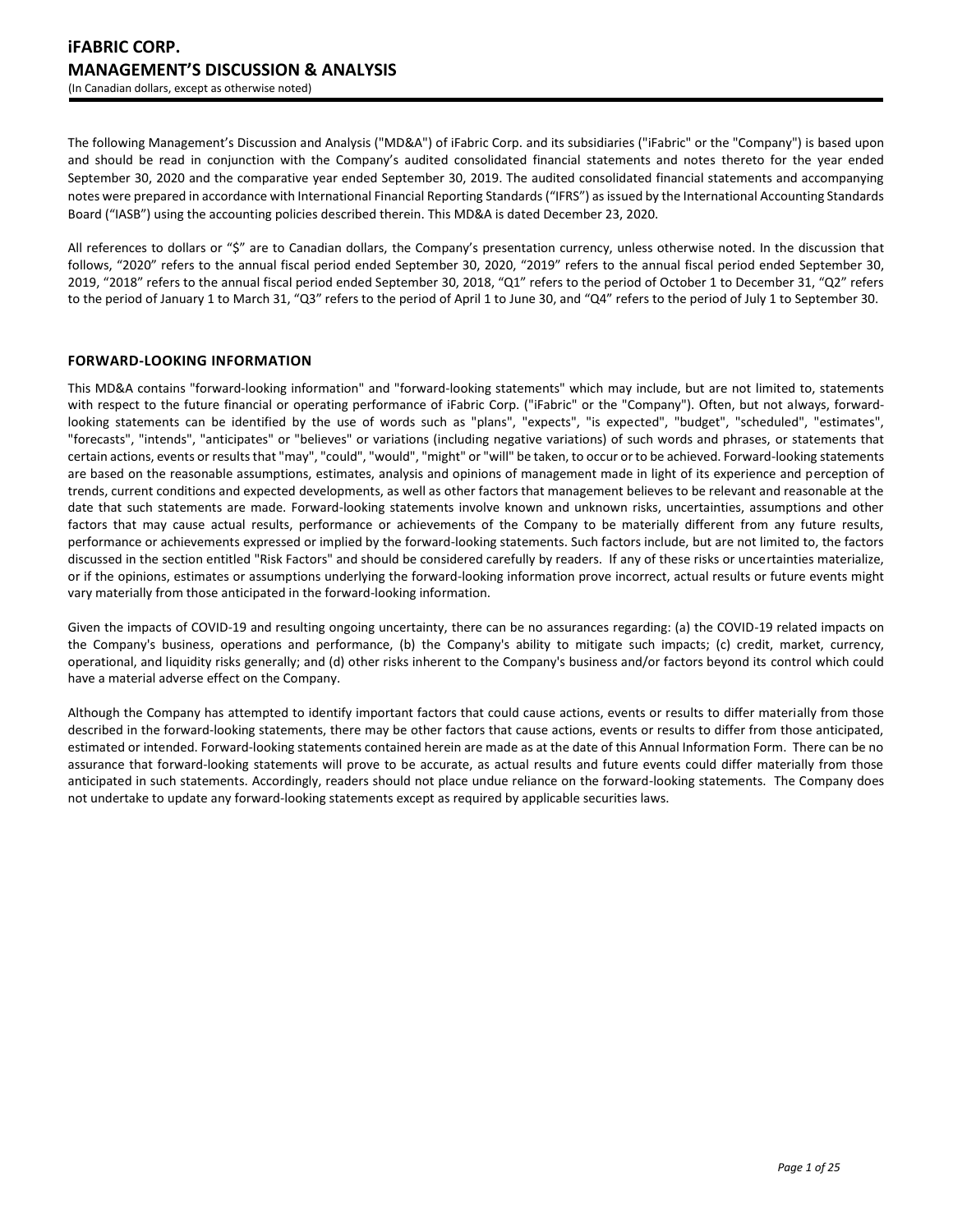# iFABRIC CORP.
# MANAGEMENT'S DISCUSSION & ANALYSIS
(In Canadian dollars, except as otherwise noted)

The following Management's Discussion and Analysis ("MD&A") of iFabric Corp. and its subsidiaries ("iFabric" or the "Company") is based upon and should be read in conjunction with the Company's audited consolidated financial statements and notes thereto for the year ended September 30, 2020 and the comparative year ended September 30, 2019. The audited consolidated financial statements and accompanying notes were prepared in accordance with International Financial Reporting Standards ("IFRS") as issued by the International Accounting Standards Board ("IASB") using the accounting policies described therein. This MD&A is dated December 23, 2020.

All references to dollars or "$" are to Canadian dollars, the Company's presentation currency, unless otherwise noted. In the discussion that follows, "2020" refers to the annual fiscal period ended September 30, 2020, "2019" refers to the annual fiscal period ended September 30, 2019, "2018" refers to the annual fiscal period ended September 30, 2018, "Q1" refers to the period of October 1 to December 31, "Q2" refers to the period of January 1 to March 31, "Q3" refers to the period of April 1 to June 30, and "Q4" refers to the period of July 1 to September 30.

## FORWARD-LOOKING INFORMATION

This MD&A contains "forward-looking information" and "forward-looking statements" which may include, but are not limited to, statements with respect to the future financial or operating performance of iFabric Corp. ("iFabric" or the "Company"). Often, but not always, forward-looking statements can be identified by the use of words such as "plans", "expects", "is expected", "budget", "scheduled", "estimates", "forecasts", "intends", "anticipates" or "believes" or variations (including negative variations) of such words and phrases, or statements that certain actions, events or results that "may", "could", "would", "might" or "will" be taken, to occur or to be achieved. Forward-looking statements are based on the reasonable assumptions, estimates, analysis and opinions of management made in light of its experience and perception of trends, current conditions and expected developments, as well as other factors that management believes to be relevant and reasonable at the date that such statements are made. Forward-looking statements involve known and unknown risks, uncertainties, assumptions and other factors that may cause actual results, performance or achievements of the Company to be materially different from any future results, performance or achievements expressed or implied by the forward-looking statements. Such factors include, but are not limited to, the factors discussed in the section entitled "Risk Factors" and should be considered carefully by readers. If any of these risks or uncertainties materialize, or if the opinions, estimates or assumptions underlying the forward-looking information prove incorrect, actual results or future events might vary materially from those anticipated in the forward-looking information.

Given the impacts of COVID-19 and resulting ongoing uncertainty, there can be no assurances regarding: (a) the COVID-19 related impacts on the Company's business, operations and performance, (b) the Company's ability to mitigate such impacts; (c) credit, market, currency, operational, and liquidity risks generally; and (d) other risks inherent to the Company's business and/or factors beyond its control which could have a material adverse effect on the Company.

Although the Company has attempted to identify important factors that could cause actions, events or results to differ materially from those described in the forward-looking statements, there may be other factors that cause actions, events or results to differ from those anticipated, estimated or intended. Forward-looking statements contained herein are made as at the date of this Annual Information Form. There can be no assurance that forward-looking statements will prove to be accurate, as actual results and future events could differ materially from those anticipated in such statements. Accordingly, readers should not place undue reliance on the forward-looking statements. The Company does not undertake to update any forward-looking statements except as required by applicable securities laws.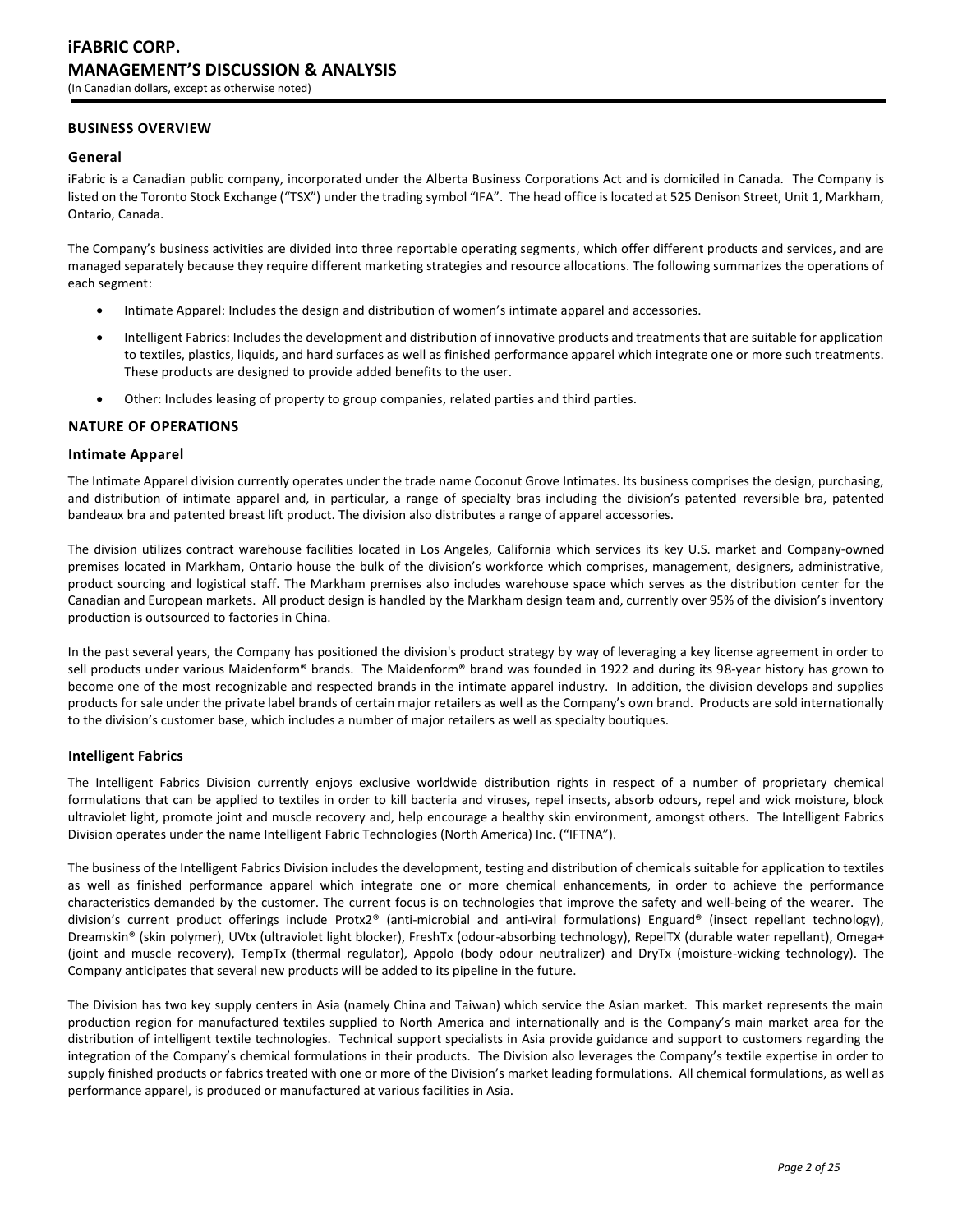## BUSINESS OVERVIEW

### General

iFabric is a Canadian public company, incorporated under the Alberta Business Corporations Act and is domiciled in Canada. The Company is listed on the Toronto Stock Exchange ("TSX") under the trading symbol "IFA". The head office is located at 525 Denison Street, Unit 1, Markham, Ontario, Canada.

The Company's business activities are divided into three reportable operating segments, which offer different products and services, and are managed separately because they require different marketing strategies and resource allocations. The following summarizes the operations of each segment:

- Intimate Apparel: Includes the design and distribution of women's intimate apparel and accessories.
- Intelligent Fabrics: Includes the development and distribution of innovative products and treatments that are suitable for application to textiles, plastics, liquids, and hard surfaces as well as finished performance apparel which integrate one or more such treatments. These products are designed to provide added benefits to the user.
- Other: Includes leasing of property to group companies, related parties and third parties.

## NATURE OF OPERATIONS

### Intimate Apparel

The Intimate Apparel division currently operates under the trade name Coconut Grove Intimates. Its business comprises the design, purchasing, and distribution of intimate apparel and, in particular, a range of specialty bras including the division's patented reversible bra, patented bandeaux bra and patented breast lift product. The division also distributes a range of apparel accessories.

The division utilizes contract warehouse facilities located in Los Angeles, California which services its key U.S. market and Company-owned premises located in Markham, Ontario house the bulk of the division's workforce which comprises, management, designers, administrative, product sourcing and logistical staff. The Markham premises also includes warehouse space which serves as the distribution center for the Canadian and European markets. All product design is handled by the Markham design team and, currently over 95% of the division's inventory production is outsourced to factories in China.

In the past several years, the Company has positioned the division's product strategy by way of leveraging a key license agreement in order to sell products under various Maidenform® brands. The Maidenform® brand was founded in 1922 and during its 98-year history has grown to become one of the most recognizable and respected brands in the intimate apparel industry. In addition, the division develops and supplies products for sale under the private label brands of certain major retailers as well as the Company's own brand. Products are sold internationally to the division's customer base, which includes a number of major retailers as well as specialty boutiques.

### Intelligent Fabrics

The Intelligent Fabrics Division currently enjoys exclusive worldwide distribution rights in respect of a number of proprietary chemical formulations that can be applied to textiles in order to kill bacteria and viruses, repel insects, absorb odours, repel and wick moisture, block ultraviolet light, promote joint and muscle recovery and, help encourage a healthy skin environment, amongst others. The Intelligent Fabrics Division operates under the name Intelligent Fabric Technologies (North America) Inc. ("IFTNA").

The business of the Intelligent Fabrics Division includes the development, testing and distribution of chemicals suitable for application to textiles as well as finished performance apparel which integrate one or more chemical enhancements, in order to achieve the performance characteristics demanded by the customer. The current focus is on technologies that improve the safety and well-being of the wearer. The division's current product offerings include Protx2® (anti-microbial and anti-viral formulations) Enguard® (insect repellant technology), Dreamskin® (skin polymer), UVtx (ultraviolet light blocker), FreshTx (odour-absorbing technology), RepelTX (durable water repellant), Omega+ (joint and muscle recovery), TempTx (thermal regulator), Appolo (body odour neutralizer) and DryTx (moisture-wicking technology). The Company anticipates that several new products will be added to its pipeline in the future.

The Division has two key supply centers in Asia (namely China and Taiwan) which service the Asian market. This market represents the main production region for manufactured textiles supplied to North America and internationally and is the Company's main market area for the distribution of intelligent textile technologies. Technical support specialists in Asia provide guidance and support to customers regarding the integration of the Company's chemical formulations in their products. The Division also leverages the Company's textile expertise in order to supply finished products or fabrics treated with one or more of the Division's market leading formulations. All chemical formulations, as well as performance apparel, is produced or manufactured at various facilities in Asia.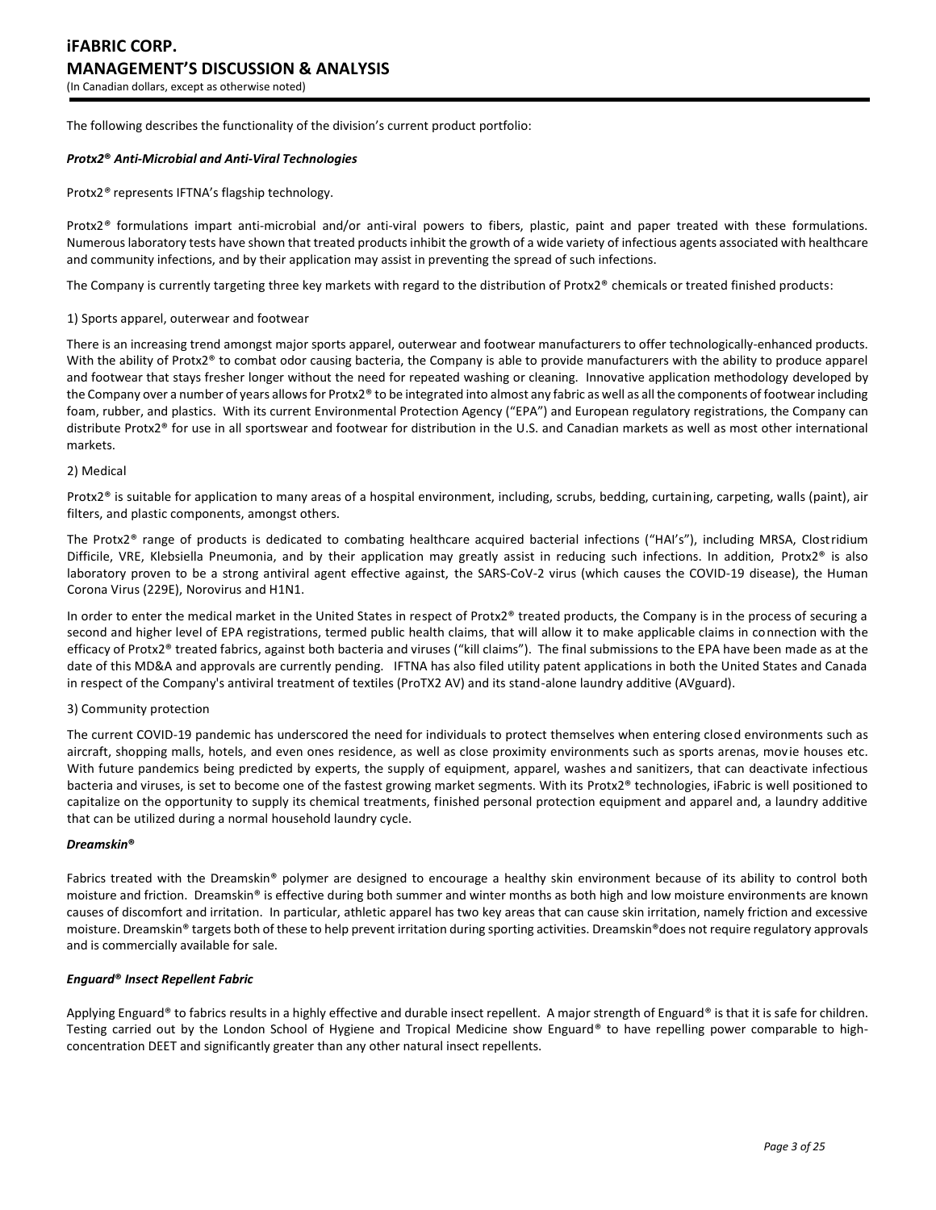The following describes the functionality of the division's current product portfolio:

***Protx2® Anti-Microbial and Anti-Viral Technologies***

Protx2® represents IFTNA's flagship technology.

Protx2® formulations impart anti-microbial and/or anti-viral powers to fibers, plastic, paint and paper treated with these formulations. Numerous laboratory tests have shown that treated products inhibit the growth of a wide variety of infectious agents associated with healthcare and community infections, and by their application may assist in preventing the spread of such infections.

The Company is currently targeting three key markets with regard to the distribution of Protx2® chemicals or treated finished products:

1) Sports apparel, outerwear and footwear

There is an increasing trend amongst major sports apparel, outerwear and footwear manufacturers to offer technologically-enhanced products. With the ability of Protx2® to combat odor causing bacteria, the Company is able to provide manufacturers with the ability to produce apparel and footwear that stays fresher longer without the need for repeated washing or cleaning. Innovative application methodology developed by the Company over a number of years allows for Protx2® to be integrated into almost any fabric as well as all the components of footwear including foam, rubber, and plastics. With its current Environmental Protection Agency ("EPA") and European regulatory registrations, the Company can distribute Protx2® for use in all sportswear and footwear for distribution in the U.S. and Canadian markets as well as most other international markets.

2) Medical

Protx2® is suitable for application to many areas of a hospital environment, including, scrubs, bedding, curtaining, carpeting, walls (paint), air filters, and plastic components, amongst others.

The Protx2® range of products is dedicated to combating healthcare acquired bacterial infections ("HAI's"), including MRSA, Clostridium Difficile, VRE, Klebsiella Pneumonia, and by their application may greatly assist in reducing such infections. In addition, Protx2® is also laboratory proven to be a strong antiviral agent effective against, the SARS-CoV-2 virus (which causes the COVID-19 disease), the Human Corona Virus (229E), Norovirus and H1N1.

In order to enter the medical market in the United States in respect of Protx2® treated products, the Company is in the process of securing a second and higher level of EPA registrations, termed public health claims, that will allow it to make applicable claims in connection with the efficacy of Protx2® treated fabrics, against both bacteria and viruses ("kill claims"). The final submissions to the EPA have been made as at the date of this MD&A and approvals are currently pending. IFTNA has also filed utility patent applications in both the United States and Canada in respect of the Company's antiviral treatment of textiles (ProTX2 AV) and its stand-alone laundry additive (AVguard).

3) Community protection

The current COVID-19 pandemic has underscored the need for individuals to protect themselves when entering closed environments such as aircraft, shopping malls, hotels, and even ones residence, as well as close proximity environments such as sports arenas, movie houses etc. With future pandemics being predicted by experts, the supply of equipment, apparel, washes and sanitizers, that can deactivate infectious bacteria and viruses, is set to become one of the fastest growing market segments. With its Protx2® technologies, iFabric is well positioned to capitalize on the opportunity to supply its chemical treatments, finished personal protection equipment and apparel and, a laundry additive that can be utilized during a normal household laundry cycle.

***Dreamskin®***

Fabrics treated with the Dreamskin® polymer are designed to encourage a healthy skin environment because of its ability to control both moisture and friction. Dreamskin® is effective during both summer and winter months as both high and low moisture environments are known causes of discomfort and irritation. In particular, athletic apparel has two key areas that can cause skin irritation, namely friction and excessive moisture. Dreamskin® targets both of these to help prevent irritation during sporting activities. Dreamskin®does not require regulatory approvals and is commercially available for sale.

***Enguard® Insect Repellent Fabric***

Applying Enguard® to fabrics results in a highly effective and durable insect repellent. A major strength of Enguard® is that it is safe for children. Testing carried out by the London School of Hygiene and Tropical Medicine show Enguard® to have repelling power comparable to high-concentration DEET and significantly greater than any other natural insect repellents.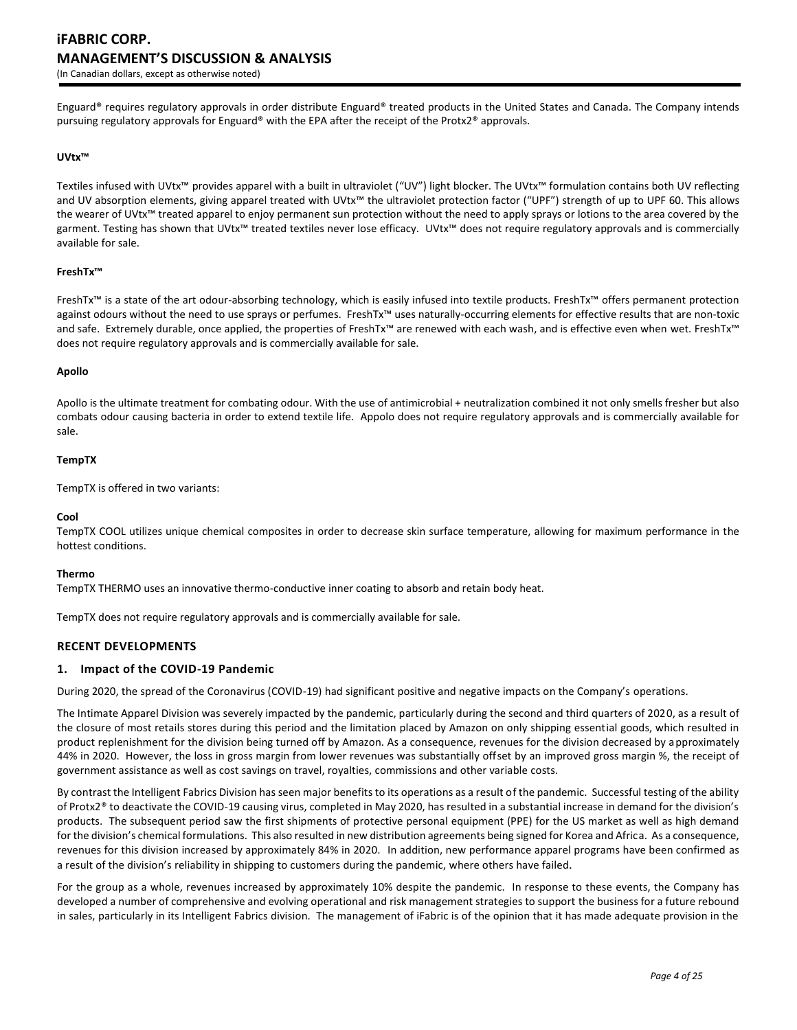Enguard® requires regulatory approvals in order distribute Enguard® treated products in the United States and Canada. The Company intends pursuing regulatory approvals for Enguard® with the EPA after the receipt of the Protx2® approvals.

**UVtx™**

Textiles infused with UVtx™ provides apparel with a built in ultraviolet ("UV") light blocker. The UVtx™ formulation contains both UV reflecting and UV absorption elements, giving apparel treated with UVtx™ the ultraviolet protection factor ("UPF") strength of up to UPF 60. This allows the wearer of UVtx™ treated apparel to enjoy permanent sun protection without the need to apply sprays or lotions to the area covered by the garment. Testing has shown that UVtx™ treated textiles never lose efficacy. UVtx™ does not require regulatory approvals and is commercially available for sale.

**FreshTx™**

FreshTx™ is a state of the art odour-absorbing technology, which is easily infused into textile products. FreshTx™ offers permanent protection against odours without the need to use sprays or perfumes. FreshTx™ uses naturally-occurring elements for effective results that are non-toxic and safe. Extremely durable, once applied, the properties of FreshTx™ are renewed with each wash, and is effective even when wet. FreshTx™ does not require regulatory approvals and is commercially available for sale.

**Apollo**

Apollo is the ultimate treatment for combating odour. With the use of antimicrobial + neutralization combined it not only smells fresher but also combats odour causing bacteria in order to extend textile life. Appolo does not require regulatory approvals and is commercially available for sale.

**TempTX**

TempTX is offered in two variants:

**Cool**
TempTX COOL utilizes unique chemical composites in order to decrease skin surface temperature, allowing for maximum performance in the hottest conditions.

**Thermo**
TempTX THERMO uses an innovative thermo-conductive inner coating to absorb and retain body heat.

TempTX does not require regulatory approvals and is commercially available for sale.

## RECENT DEVELOPMENTS

### 1. Impact of the COVID-19 Pandemic

During 2020, the spread of the Coronavirus (COVID-19) had significant positive and negative impacts on the Company's operations.

The Intimate Apparel Division was severely impacted by the pandemic, particularly during the second and third quarters of 2020, as a result of the closure of most retails stores during this period and the limitation placed by Amazon on only shipping essential goods, which resulted in product replenishment for the division being turned off by Amazon. As a consequence, revenues for the division decreased by approximately 44% in 2020. However, the loss in gross margin from lower revenues was substantially offset by an improved gross margin %, the receipt of government assistance as well as cost savings on travel, royalties, commissions and other variable costs.

By contrast the Intelligent Fabrics Division has seen major benefits to its operations as a result of the pandemic. Successful testing of the ability of Protx2® to deactivate the COVID-19 causing virus, completed in May 2020, has resulted in a substantial increase in demand for the division's products. The subsequent period saw the first shipments of protective personal equipment (PPE) for the US market as well as high demand for the division's chemical formulations. This also resulted in new distribution agreements being signed for Korea and Africa. As a consequence, revenues for this division increased by approximately 84% in 2020. In addition, new performance apparel programs have been confirmed as a result of the division's reliability in shipping to customers during the pandemic, where others have failed.

For the group as a whole, revenues increased by approximately 10% despite the pandemic. In response to these events, the Company has developed a number of comprehensive and evolving operational and risk management strategies to support the business for a future rebound in sales, particularly in its Intelligent Fabrics division. The management of iFabric is of the opinion that it has made adequate provision in the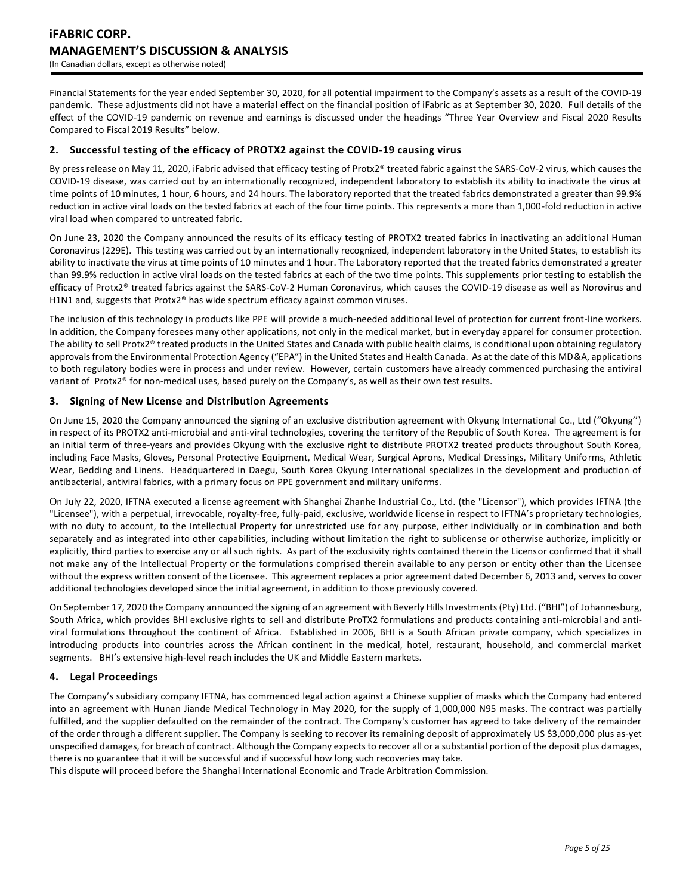Financial Statements for the year ended September 30, 2020, for all potential impairment to the Company's assets as a result of the COVID-19 pandemic. These adjustments did not have a material effect on the financial position of iFabric as at September 30, 2020. Full details of the effect of the COVID-19 pandemic on revenue and earnings is discussed under the headings "Three Year Overview and Fiscal 2020 Results Compared to Fiscal 2019 Results" below.

## 2. Successful testing of the efficacy of PROTX2 against the COVID-19 causing virus

By press release on May 11, 2020, iFabric advised that efficacy testing of Protx2® treated fabric against the SARS-CoV-2 virus, which causes the COVID-19 disease, was carried out by an internationally recognized, independent laboratory to establish its ability to inactivate the virus at time points of 10 minutes, 1 hour, 6 hours, and 24 hours. The laboratory reported that the treated fabrics demonstrated a greater than 99.9% reduction in active viral loads on the tested fabrics at each of the four time points. This represents a more than 1,000-fold reduction in active viral load when compared to untreated fabric.

On June 23, 2020 the Company announced the results of its efficacy testing of PROTX2 treated fabrics in inactivating an additional Human Coronavirus (229E). This testing was carried out by an internationally recognized, independent laboratory in the United States, to establish its ability to inactivate the virus at time points of 10 minutes and 1 hour. The Laboratory reported that the treated fabrics demonstrated a greater than 99.9% reduction in active viral loads on the tested fabrics at each of the two time points. This supplements prior testing to establish the efficacy of Protx2® treated fabrics against the SARS-CoV-2 Human Coronavirus, which causes the COVID-19 disease as well as Norovirus and H1N1 and, suggests that Protx2® has wide spectrum efficacy against common viruses.

The inclusion of this technology in products like PPE will provide a much-needed additional level of protection for current front-line workers. In addition, the Company foresees many other applications, not only in the medical market, but in everyday apparel for consumer protection. The ability to sell Protx2® treated products in the United States and Canada with public health claims, is conditional upon obtaining regulatory approvals from the Environmental Protection Agency ("EPA") in the United States and Health Canada. As at the date of this MD&A, applications to both regulatory bodies were in process and under review. However, certain customers have already commenced purchasing the antiviral variant of Protx2® for non-medical uses, based purely on the Company's, as well as their own test results.

## 3. Signing of New License and Distribution Agreements

On June 15, 2020 the Company announced the signing of an exclusive distribution agreement with Okyung International Co., Ltd ("Okyung'') in respect of its PROTX2 anti-microbial and anti-viral technologies, covering the territory of the Republic of South Korea. The agreement is for an initial term of three-years and provides Okyung with the exclusive right to distribute PROTX2 treated products throughout South Korea, including Face Masks, Gloves, Personal Protective Equipment, Medical Wear, Surgical Aprons, Medical Dressings, Military Uniforms, Athletic Wear, Bedding and Linens. Headquartered in Daegu, South Korea Okyung International specializes in the development and production of antibacterial, antiviral fabrics, with a primary focus on PPE government and military uniforms.

On July 22, 2020, IFTNA executed a license agreement with Shanghai Zhanhe Industrial Co., Ltd. (the "Licensor"), which provides IFTNA (the "Licensee"), with a perpetual, irrevocable, royalty-free, fully-paid, exclusive, worldwide license in respect to IFTNA's proprietary technologies, with no duty to account, to the Intellectual Property for unrestricted use for any purpose, either individually or in combination and both separately and as integrated into other capabilities, including without limitation the right to sublicense or otherwise authorize, implicitly or explicitly, third parties to exercise any or all such rights. As part of the exclusivity rights contained therein the Licensor confirmed that it shall not make any of the Intellectual Property or the formulations comprised therein available to any person or entity other than the Licensee without the express written consent of the Licensee. This agreement replaces a prior agreement dated December 6, 2013 and, serves to cover additional technologies developed since the initial agreement, in addition to those previously covered.

On September 17, 2020 the Company announced the signing of an agreement with Beverly Hills Investments (Pty) Ltd. ("BHI") of Johannesburg, South Africa, which provides BHI exclusive rights to sell and distribute ProTX2 formulations and products containing anti-microbial and anti-viral formulations throughout the continent of Africa. Established in 2006, BHI is a South African private company, which specializes in introducing products into countries across the African continent in the medical, hotel, restaurant, household, and commercial market segments. BHI's extensive high-level reach includes the UK and Middle Eastern markets.

## 4. Legal Proceedings

The Company's subsidiary company IFTNA, has commenced legal action against a Chinese supplier of masks which the Company had entered into an agreement with Hunan Jiande Medical Technology in May 2020, for the supply of 1,000,000 N95 masks. The contract was partially fulfilled, and the supplier defaulted on the remainder of the contract. The Company's customer has agreed to take delivery of the remainder of the order through a different supplier. The Company is seeking to recover its remaining deposit of approximately US $3,000,000 plus as-yet unspecified damages, for breach of contract. Although the Company expects to recover all or a substantial portion of the deposit plus damages, there is no guarantee that it will be successful and if successful how long such recoveries may take.

This dispute will proceed before the Shanghai International Economic and Trade Arbitration Commission.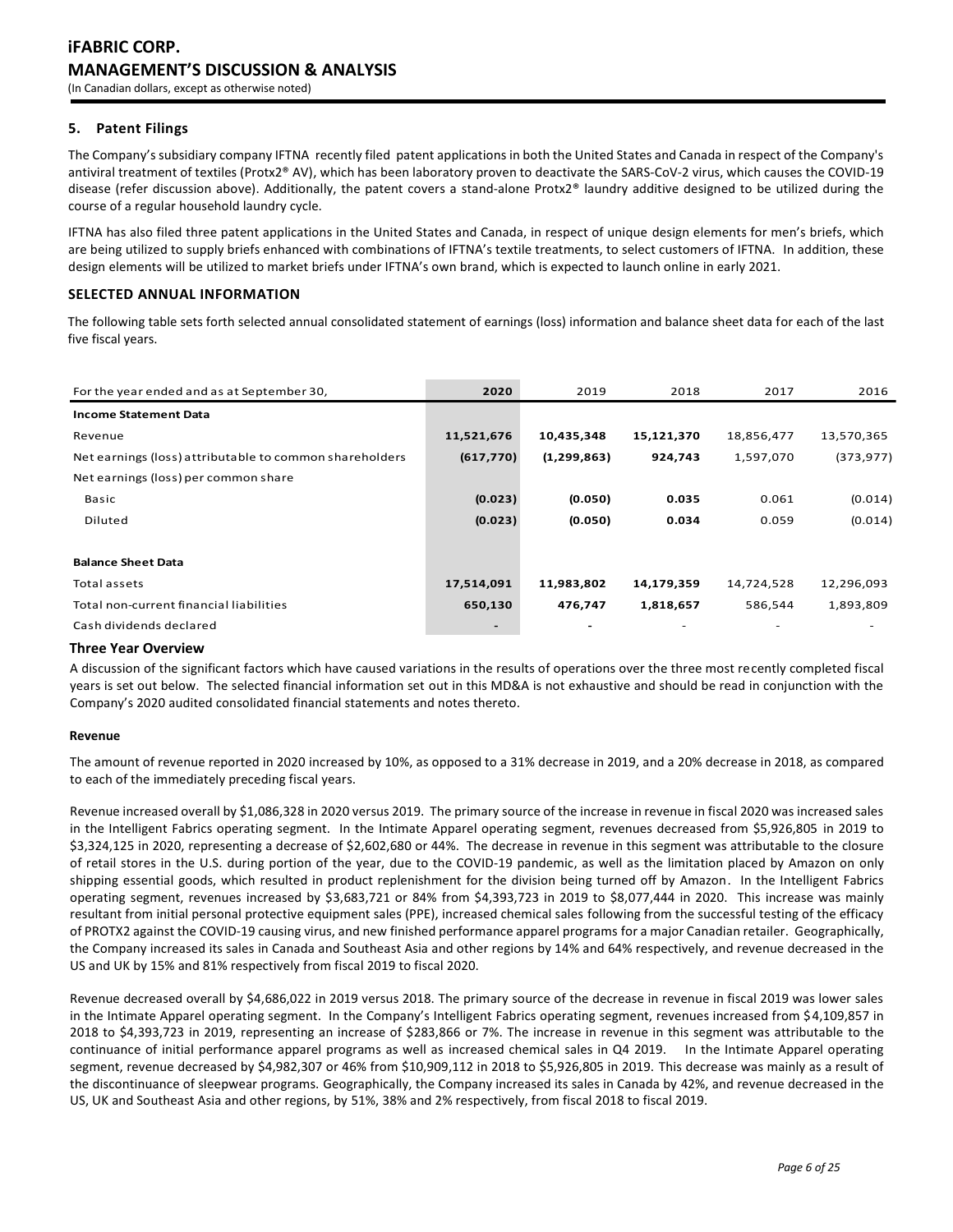### 5. Patent Filings

The Company's subsidiary company IFTNA recently filed patent applications in both the United States and Canada in respect of the Company's antiviral treatment of textiles (Protx2® AV), which has been laboratory proven to deactivate the SARS-CoV-2 virus, which causes the COVID-19 disease (refer discussion above). Additionally, the patent covers a stand-alone Protx2® laundry additive designed to be utilized during the course of a regular household laundry cycle.

IFTNA has also filed three patent applications in the United States and Canada, in respect of unique design elements for men's briefs, which are being utilized to supply briefs enhanced with combinations of IFTNA's textile treatments, to select customers of IFTNA. In addition, these design elements will be utilized to market briefs under IFTNA's own brand, which is expected to launch online in early 2021.

## SELECTED ANNUAL INFORMATION

The following table sets forth selected annual consolidated statement of earnings (loss) information and balance sheet data for each of the last five fiscal years.

| For the year ended and as at September 30, | 2020 | 2019 | 2018 | 2017 | 2016 |
|---|---|---|---|---|---|
| **Income Statement Data** | | | | | |
| Revenue | **11,521,676** | **10,435,348** | **15,121,370** | 18,856,477 | 13,570,365 |
| Net earnings (loss) attributable to common shareholders | **(617,770)** | **(1,299,863)** | **924,743** | 1,597,070 | (373,977) |
| Net earnings (loss) per common share | | | | | |
| Basic | **(0.023)** | **(0.050)** | **0.035** | 0.061 | (0.014) |
| Diluted | **(0.023)** | **(0.050)** | **0.034** | 0.059 | (0.014) |
| **Balance Sheet Data** | | | | | |
| Total assets | **17,514,091** | **11,983,802** | **14,179,359** | 14,724,528 | 12,296,093 |
| Total non-current financial liabilities | **650,130** | **476,747** | **1,818,657** | 586,544 | 1,893,809 |
| Cash dividends declared | **-** | **-** | - | - | - |

### Three Year Overview

A discussion of the significant factors which have caused variations in the results of operations over the three most recently completed fiscal years is set out below. The selected financial information set out in this MD&A is not exhaustive and should be read in conjunction with the Company's 2020 audited consolidated financial statements and notes thereto.

#### Revenue

The amount of revenue reported in 2020 increased by 10%, as opposed to a 31% decrease in 2019, and a 20% decrease in 2018, as compared to each of the immediately preceding fiscal years.

Revenue increased overall by $1,086,328 in 2020 versus 2019. The primary source of the increase in revenue in fiscal 2020 was increased sales in the Intelligent Fabrics operating segment. In the Intimate Apparel operating segment, revenues decreased from $5,926,805 in 2019 to $3,324,125 in 2020, representing a decrease of $2,602,680 or 44%. The decrease in revenue in this segment was attributable to the closure of retail stores in the U.S. during portion of the year, due to the COVID-19 pandemic, as well as the limitation placed by Amazon on only shipping essential goods, which resulted in product replenishment for the division being turned off by Amazon. In the Intelligent Fabrics operating segment, revenues increased by $3,683,721 or 84% from $4,393,723 in 2019 to $8,077,444 in 2020. This increase was mainly resultant from initial personal protective equipment sales (PPE), increased chemical sales following from the successful testing of the efficacy of PROTX2 against the COVID-19 causing virus, and new finished performance apparel programs for a major Canadian retailer. Geographically, the Company increased its sales in Canada and Southeast Asia and other regions by 14% and 64% respectively, and revenue decreased in the US and UK by 15% and 81% respectively from fiscal 2019 to fiscal 2020.

Revenue decreased overall by $4,686,022 in 2019 versus 2018. The primary source of the decrease in revenue in fiscal 2019 was lower sales in the Intimate Apparel operating segment. In the Company's Intelligent Fabrics operating segment, revenues increased from $4,109,857 in 2018 to $4,393,723 in 2019, representing an increase of $283,866 or 7%. The increase in revenue in this segment was attributable to the continuance of initial performance apparel programs as well as increased chemical sales in Q4 2019. In the Intimate Apparel operating segment, revenue decreased by $4,982,307 or 46% from $10,909,112 in 2018 to $5,926,805 in 2019. This decrease was mainly as a result of the discontinuance of sleepwear programs. Geographically, the Company increased its sales in Canada by 42%, and revenue decreased in the US, UK and Southeast Asia and other regions, by 51%, 38% and 2% respectively, from fiscal 2018 to fiscal 2019.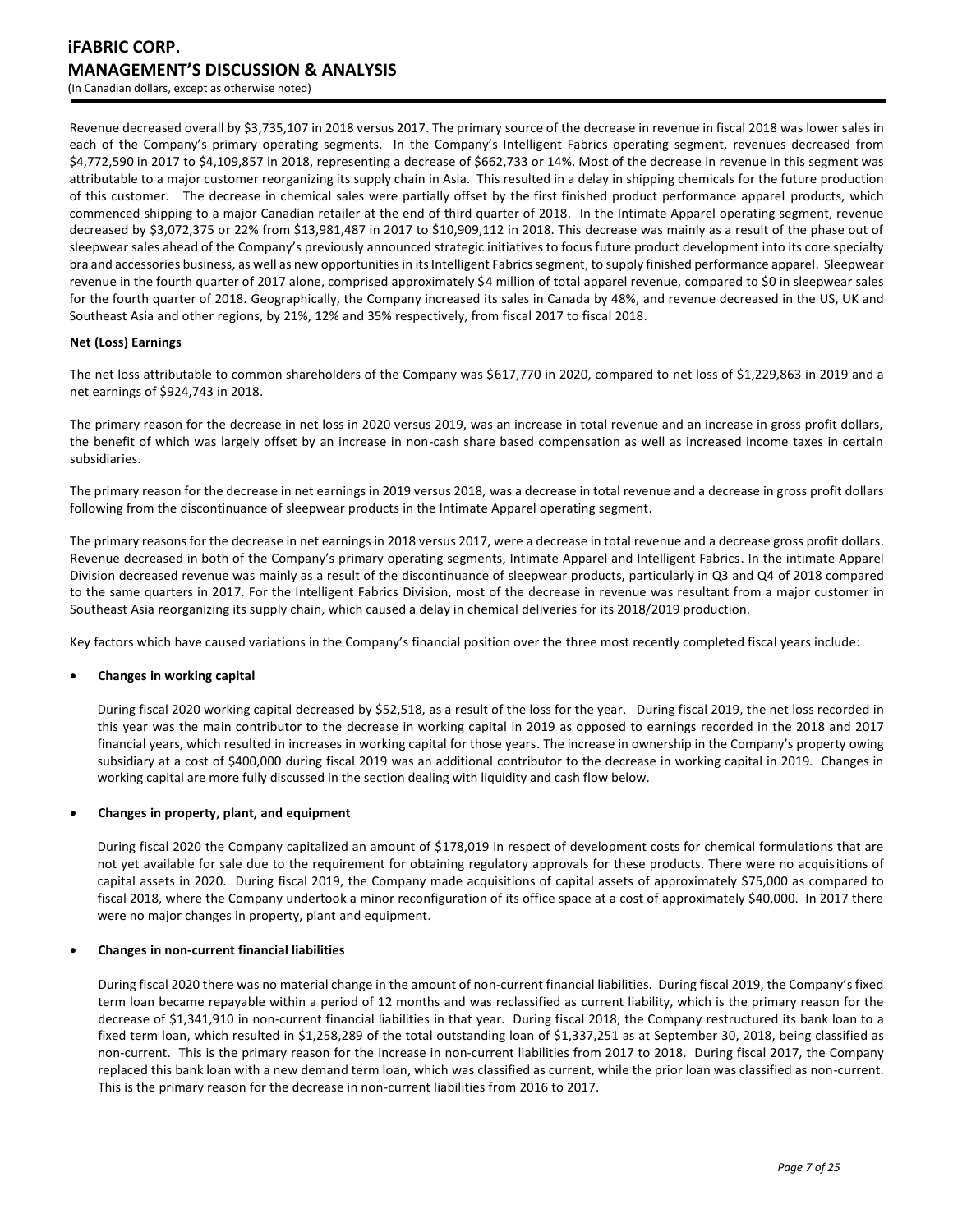Revenue decreased overall by $3,735,107 in 2018 versus 2017. The primary source of the decrease in revenue in fiscal 2018 was lower sales in each of the Company's primary operating segments. In the Company's Intelligent Fabrics operating segment, revenues decreased from $4,772,590 in 2017 to $4,109,857 in 2018, representing a decrease of $662,733 or 14%. Most of the decrease in revenue in this segment was attributable to a major customer reorganizing its supply chain in Asia. This resulted in a delay in shipping chemicals for the future production of this customer. The decrease in chemical sales were partially offset by the first finished product performance apparel products, which commenced shipping to a major Canadian retailer at the end of third quarter of 2018. In the Intimate Apparel operating segment, revenue decreased by $3,072,375 or 22% from $13,981,487 in 2017 to $10,909,112 in 2018. This decrease was mainly as a result of the phase out of sleepwear sales ahead of the Company's previously announced strategic initiatives to focus future product development into its core specialty bra and accessories business, as well as new opportunities in its Intelligent Fabrics segment, to supply finished performance apparel. Sleepwear revenue in the fourth quarter of 2017 alone, comprised approximately $4 million of total apparel revenue, compared to $0 in sleepwear sales for the fourth quarter of 2018. Geographically, the Company increased its sales in Canada by 48%, and revenue decreased in the US, UK and Southeast Asia and other regions, by 21%, 12% and 35% respectively, from fiscal 2017 to fiscal 2018.

**Net (Loss) Earnings**

The net loss attributable to common shareholders of the Company was $617,770 in 2020, compared to net loss of $1,229,863 in 2019 and a net earnings of $924,743 in 2018.

The primary reason for the decrease in net loss in 2020 versus 2019, was an increase in total revenue and an increase in gross profit dollars, the benefit of which was largely offset by an increase in non-cash share based compensation as well as increased income taxes in certain subsidiaries.

The primary reason for the decrease in net earnings in 2019 versus 2018, was a decrease in total revenue and a decrease in gross profit dollars following from the discontinuance of sleepwear products in the Intimate Apparel operating segment.

The primary reasons for the decrease in net earnings in 2018 versus 2017, were a decrease in total revenue and a decrease gross profit dollars. Revenue decreased in both of the Company's primary operating segments, Intimate Apparel and Intelligent Fabrics. In the intimate Apparel Division decreased revenue was mainly as a result of the discontinuance of sleepwear products, particularly in Q3 and Q4 of 2018 compared to the same quarters in 2017. For the Intelligent Fabrics Division, most of the decrease in revenue was resultant from a major customer in Southeast Asia reorganizing its supply chain, which caused a delay in chemical deliveries for its 2018/2019 production.

Key factors which have caused variations in the Company's financial position over the three most recently completed fiscal years include:

- **Changes in working capital**

  During fiscal 2020 working capital decreased by $52,518, as a result of the loss for the year. During fiscal 2019, the net loss recorded in this year was the main contributor to the decrease in working capital in 2019 as opposed to earnings recorded in the 2018 and 2017 financial years, which resulted in increases in working capital for those years. The increase in ownership in the Company's property owing subsidiary at a cost of $400,000 during fiscal 2019 was an additional contributor to the decrease in working capital in 2019. Changes in working capital are more fully discussed in the section dealing with liquidity and cash flow below.

- **Changes in property, plant, and equipment**

  During fiscal 2020 the Company capitalized an amount of $178,019 in respect of development costs for chemical formulations that are not yet available for sale due to the requirement for obtaining regulatory approvals for these products. There were no acquisitions of capital assets in 2020. During fiscal 2019, the Company made acquisitions of capital assets of approximately $75,000 as compared to fiscal 2018, where the Company undertook a minor reconfiguration of its office space at a cost of approximately $40,000. In 2017 there were no major changes in property, plant and equipment.

- **Changes in non-current financial liabilities**

  During fiscal 2020 there was no material change in the amount of non-current financial liabilities. During fiscal 2019, the Company's fixed term loan became repayable within a period of 12 months and was reclassified as current liability, which is the primary reason for the decrease of $1,341,910 in non-current financial liabilities in that year. During fiscal 2018, the Company restructured its bank loan to a fixed term loan, which resulted in $1,258,289 of the total outstanding loan of $1,337,251 as at September 30, 2018, being classified as non-current. This is the primary reason for the increase in non-current liabilities from 2017 to 2018. During fiscal 2017, the Company replaced this bank loan with a new demand term loan, which was classified as current, while the prior loan was classified as non-current. This is the primary reason for the decrease in non-current liabilities from 2016 to 2017.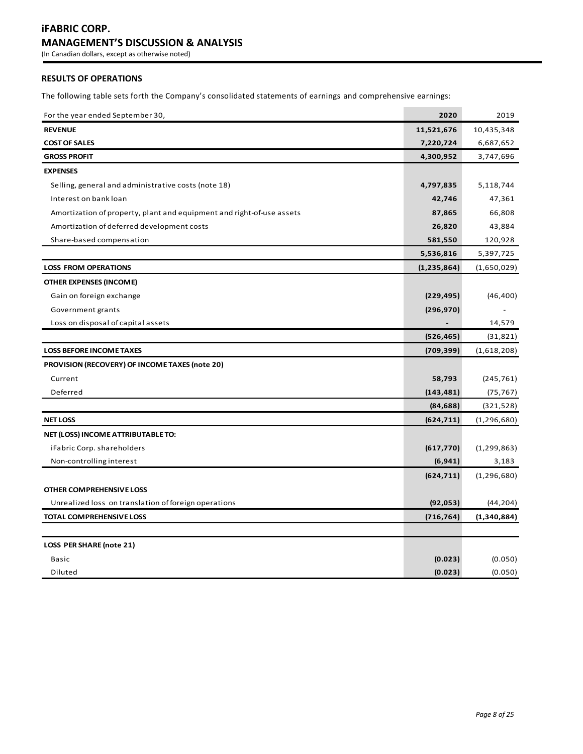# iFABRIC CORP.
## MANAGEMENT'S DISCUSSION & ANALYSIS
(In Canadian dollars, except as otherwise noted)

### RESULTS OF OPERATIONS

The following table sets forth the Company's consolidated statements of earnings and comprehensive earnings:

| For the year ended September 30, | **2020** | 2019 |
|---|---|---|
| **REVENUE** | **11,521,676** | 10,435,348 |
| **COST OF SALES** | **7,220,724** | 6,687,652 |
| **GROSS PROFIT** | **4,300,952** | 3,747,696 |
| **EXPENSES** | | |
| Selling, general and administrative costs (note 18) | **4,797,835** | 5,118,744 |
| Interest on bank loan | **42,746** | 47,361 |
| Amortization of property, plant and equipment and right-of-use assets | **87,865** | 66,808 |
| Amortization of deferred development costs | **26,820** | 43,884 |
| Share-based compensation | **581,550** | 120,928 |
| | **5,536,816** | 5,397,725 |
| **LOSS FROM OPERATIONS** | **(1,235,864)** | (1,650,029) |
| **OTHER EXPENSES (INCOME)** | | |
| Gain on foreign exchange | **(229,495)** | (46,400) |
| Government grants | **(296,970)** | - |
| Loss on disposal of capital assets | **-** | 14,579 |
| | **(526,465)** | (31,821) |
| **LOSS BEFORE INCOME TAXES** | **(709,399)** | (1,618,208) |
| **PROVISION (RECOVERY) OF INCOME TAXES (note 20)** | | |
| Current | **58,793** | (245,761) |
| Deferred | **(143,481)** | (75,767) |
| | **(84,688)** | (321,528) |
| **NET LOSS** | **(624,711)** | (1,296,680) |
| **NET (LOSS) INCOME ATTRIBUTABLE TO:** | | |
| iFabric Corp. shareholders | **(617,770)** | (1,299,863) |
| Non-controlling interest | **(6,941)** | 3,183 |
| | **(624,711)** | (1,296,680) |
| **OTHER COMPREHENSIVE LOSS** | | |
| Unrealized loss on translation of foreign operations | **(92,053)** | (44,204) |
| **TOTAL COMPREHENSIVE LOSS** | **(716,764)** | **(1,340,884)** |
| | | |
| **LOSS PER SHARE (note 21)** | | |
| Basic | **(0.023)** | (0.050) |
| Diluted | **(0.023)** | (0.050) |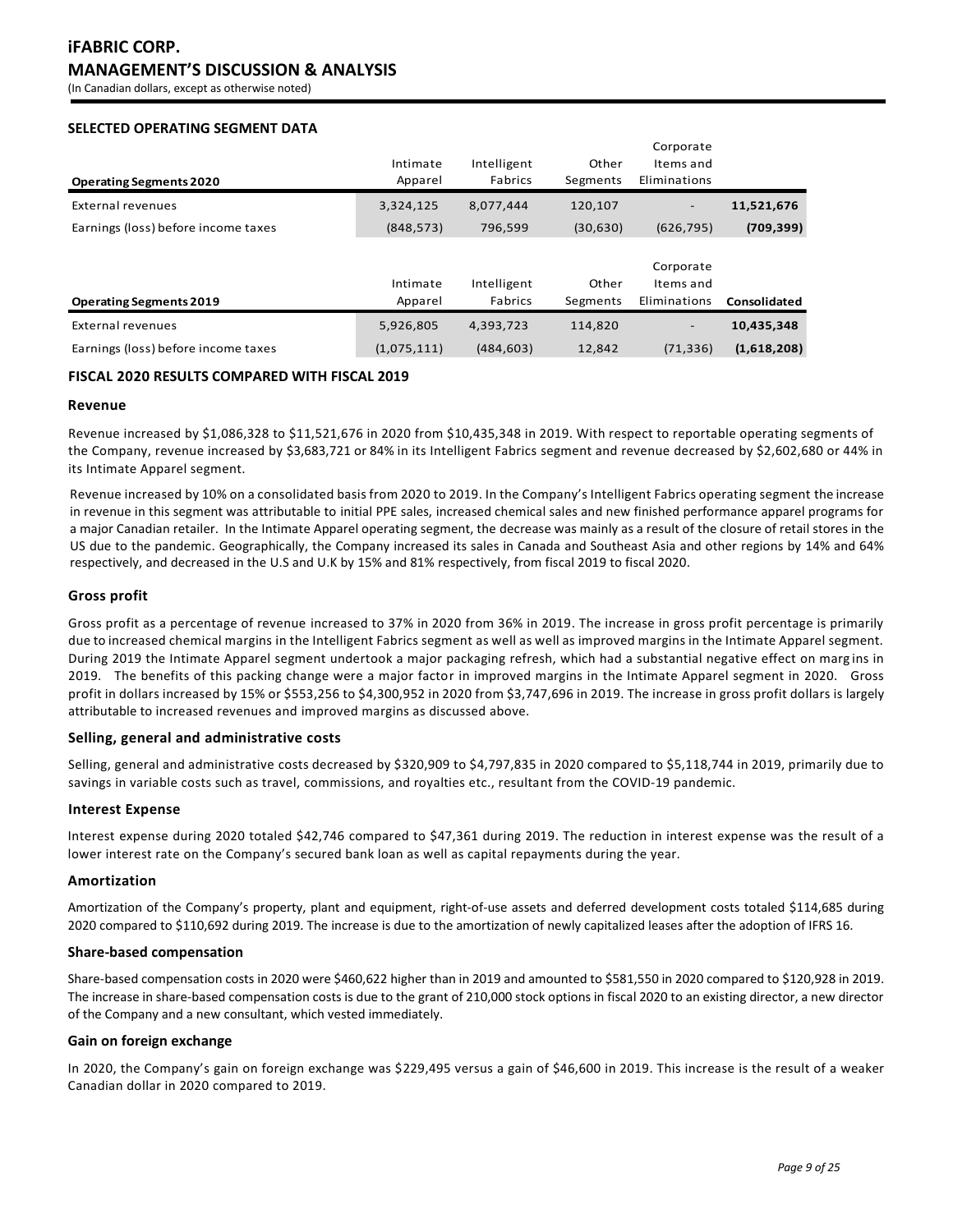# iFABRIC CORP.
## MANAGEMENT'S DISCUSSION & ANALYSIS

(In Canadian dollars, except as otherwise noted)

### SELECTED OPERATING SEGMENT DATA

| Operating Segments 2020 | Intimate Apparel | Intelligent Fabrics | Other Segments | Corporate Items and Eliminations | |
|---|---|---|---|---|---|
| External revenues | 3,324,125 | 8,077,444 | 120,107 | - | **11,521,676** |
| Earnings (loss) before income taxes | (848,573) | 796,599 | (30,630) | (626,795) | **(709,399)** |

| Operating Segments 2019 | Intimate Apparel | Intelligent Fabrics | Other Segments | Corporate Items and Eliminations | Consolidated |
|---|---|---|---|---|---|
| External revenues | 5,926,805 | 4,393,723 | 114,820 | - | **10,435,348** |
| Earnings (loss) before income taxes | (1,075,111) | (484,603) | 12,842 | (71,336) | **(1,618,208)** |

### FISCAL 2020 RESULTS COMPARED WITH FISCAL 2019

#### Revenue

Revenue increased by $1,086,328 to $11,521,676 in 2020 from $10,435,348 in 2019. With respect to reportable operating segments of the Company, revenue increased by $3,683,721 or 84% in its Intelligent Fabrics segment and revenue decreased by $2,602,680 or 44% in its Intimate Apparel segment.

Revenue increased by 10% on a consolidated basis from 2020 to 2019. In the Company's Intelligent Fabrics operating segment the increase in revenue in this segment was attributable to initial PPE sales, increased chemical sales and new finished performance apparel programs for a major Canadian retailer. In the Intimate Apparel operating segment, the decrease was mainly as a result of the closure of retail stores in the US due to the pandemic. Geographically, the Company increased its sales in Canada and Southeast Asia and other regions by 14% and 64% respectively, and decreased in the U.S and U.K by 15% and 81% respectively, from fiscal 2019 to fiscal 2020.

#### Gross profit

Gross profit as a percentage of revenue increased to 37% in 2020 from 36% in 2019. The increase in gross profit percentage is primarily due to increased chemical margins in the Intelligent Fabrics segment as well as well as improved margins in the Intimate Apparel segment. During 2019 the Intimate Apparel segment undertook a major packaging refresh, which had a substantial negative effect on margins in 2019. The benefits of this packing change were a major factor in improved margins in the Intimate Apparel segment in 2020. Gross profit in dollars increased by 15% or $553,256 to $4,300,952 in 2020 from $3,747,696 in 2019. The increase in gross profit dollars is largely attributable to increased revenues and improved margins as discussed above.

#### Selling, general and administrative costs

Selling, general and administrative costs decreased by $320,909 to $4,797,835 in 2020 compared to $5,118,744 in 2019, primarily due to savings in variable costs such as travel, commissions, and royalties etc., resultant from the COVID-19 pandemic.

#### Interest Expense

Interest expense during 2020 totaled $42,746 compared to $47,361 during 2019. The reduction in interest expense was the result of a lower interest rate on the Company's secured bank loan as well as capital repayments during the year.

#### Amortization

Amortization of the Company's property, plant and equipment, right-of-use assets and deferred development costs totaled $114,685 during 2020 compared to $110,692 during 2019. The increase is due to the amortization of newly capitalized leases after the adoption of IFRS 16.

#### Share-based compensation

Share-based compensation costs in 2020 were $460,622 higher than in 2019 and amounted to $581,550 in 2020 compared to $120,928 in 2019. The increase in share-based compensation costs is due to the grant of 210,000 stock options in fiscal 2020 to an existing director, a new director of the Company and a new consultant, which vested immediately.

#### Gain on foreign exchange

In 2020, the Company's gain on foreign exchange was $229,495 versus a gain of $46,600 in 2019. This increase is the result of a weaker Canadian dollar in 2020 compared to 2019.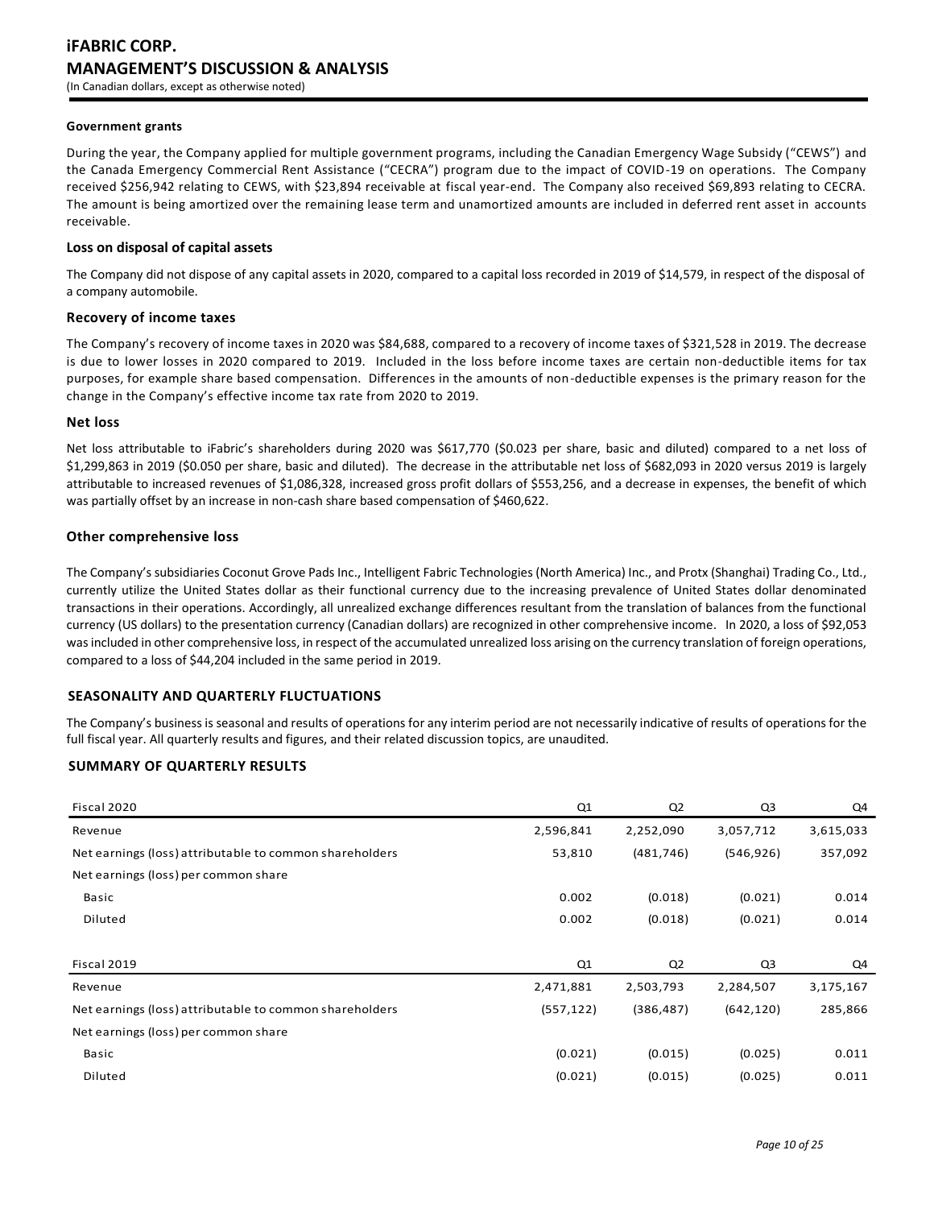#### Government grants

During the year, the Company applied for multiple government programs, including the Canadian Emergency Wage Subsidy ("CEWS") and the Canada Emergency Commercial Rent Assistance ("CECRA") program due to the impact of COVID-19 on operations. The Company received $256,942 relating to CEWS, with $23,894 receivable at fiscal year-end. The Company also received $69,893 relating to CECRA. The amount is being amortized over the remaining lease term and unamortized amounts are included in deferred rent asset in accounts receivable.

### Loss on disposal of capital assets

The Company did not dispose of any capital assets in 2020, compared to a capital loss recorded in 2019 of $14,579, in respect of the disposal of a company automobile.

### Recovery of income taxes

The Company's recovery of income taxes in 2020 was $84,688, compared to a recovery of income taxes of $321,528 in 2019. The decrease is due to lower losses in 2020 compared to 2019. Included in the loss before income taxes are certain non-deductible items for tax purposes, for example share based compensation. Differences in the amounts of non-deductible expenses is the primary reason for the change in the Company's effective income tax rate from 2020 to 2019.

### Net loss

Net loss attributable to iFabric's shareholders during 2020 was $617,770 ($0.023 per share, basic and diluted) compared to a net loss of $1,299,863 in 2019 ($0.050 per share, basic and diluted). The decrease in the attributable net loss of $682,093 in 2020 versus 2019 is largely attributable to increased revenues of $1,086,328, increased gross profit dollars of $553,256, and a decrease in expenses, the benefit of which was partially offset by an increase in non-cash share based compensation of $460,622.

### Other comprehensive loss

The Company's subsidiaries Coconut Grove Pads Inc., Intelligent Fabric Technologies (North America) Inc., and Protx (Shanghai) Trading Co., Ltd., currently utilize the United States dollar as their functional currency due to the increasing prevalence of United States dollar denominated transactions in their operations. Accordingly, all unrealized exchange differences resultant from the translation of balances from the functional currency (US dollars) to the presentation currency (Canadian dollars) are recognized in other comprehensive income. In 2020, a loss of $92,053 was included in other comprehensive loss, in respect of the accumulated unrealized loss arising on the currency translation of foreign operations, compared to a loss of $44,204 included in the same period in 2019.

## SEASONALITY AND QUARTERLY FLUCTUATIONS

The Company's business is seasonal and results of operations for any interim period are not necessarily indicative of results of operations for the full fiscal year. All quarterly results and figures, and their related discussion topics, are unaudited.

## SUMMARY OF QUARTERLY RESULTS

| Fiscal 2020 | Q1 | Q2 | Q3 | Q4 |
|---|---|---|---|---|
| Revenue | 2,596,841 | 2,252,090 | 3,057,712 | 3,615,033 |
| Net earnings (loss) attributable to common shareholders | 53,810 | (481,746) | (546,926) | 357,092 |
| Net earnings (loss) per common share | | | | |
| Basic | 0.002 | (0.018) | (0.021) | 0.014 |
| Diluted | 0.002 | (0.018) | (0.021) | 0.014 |

| Fiscal 2019 | Q1 | Q2 | Q3 | Q4 |
|---|---|---|---|---|
| Revenue | 2,471,881 | 2,503,793 | 2,284,507 | 3,175,167 |
| Net earnings (loss) attributable to common shareholders | (557,122) | (386,487) | (642,120) | 285,866 |
| Net earnings (loss) per common share | | | | |
| Basic | (0.021) | (0.015) | (0.025) | 0.011 |
| Diluted | (0.021) | (0.015) | (0.025) | 0.011 |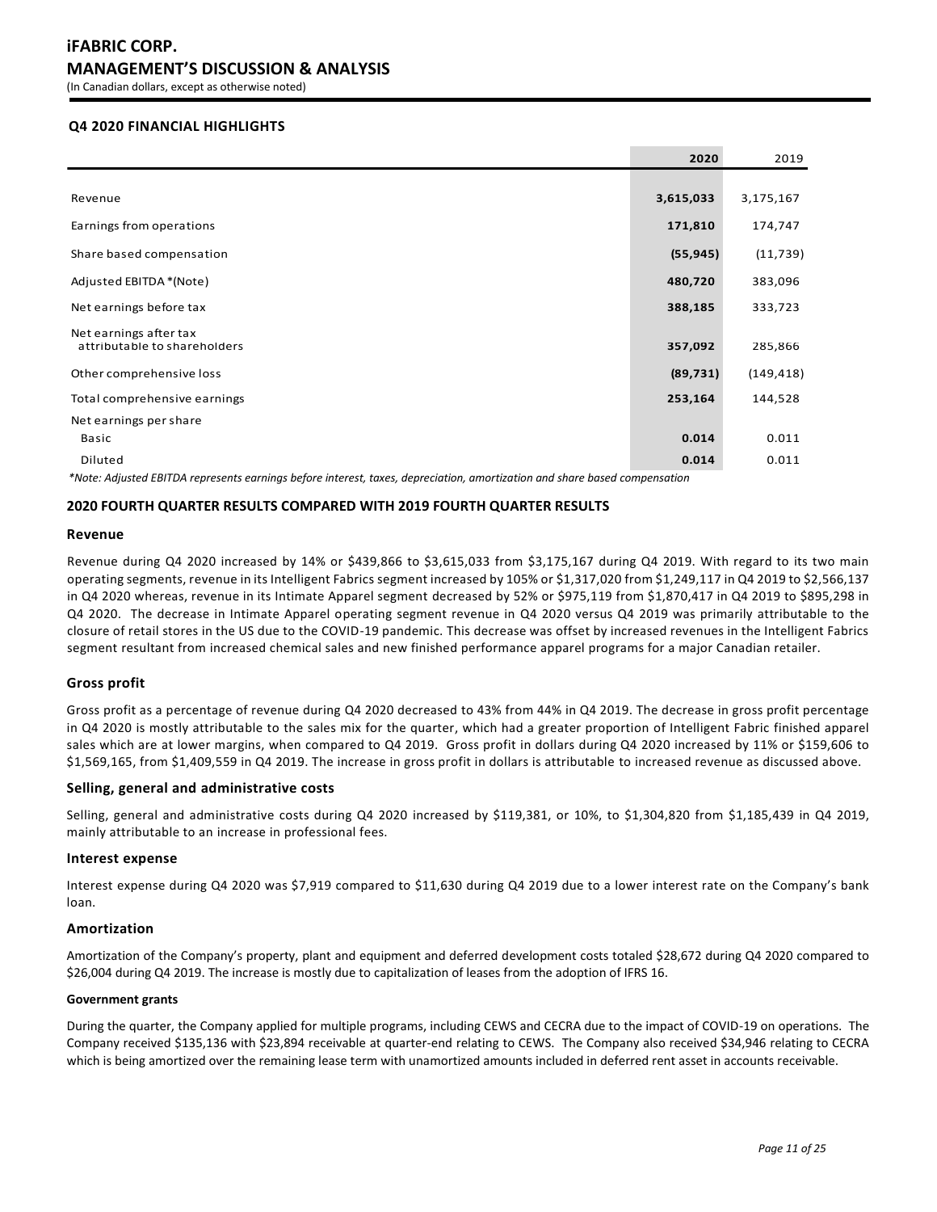## Q4 2020 FINANCIAL HIGHLIGHTS

| | **2020** | 2019 |
|---|---|---|
| Revenue | **3,615,033** | 3,175,167 |
| Earnings from operations | **171,810** | 174,747 |
| Share based compensation | **(55,945)** | (11,739) |
| Adjusted EBITDA *(Note) | **480,720** | 383,096 |
| Net earnings before tax | **388,185** | 333,723 |
| Net earnings after tax attributable to shareholders | **357,092** | 285,866 |
| Other comprehensive loss | **(89,731)** | (149,418) |
| Total comprehensive earnings | **253,164** | 144,528 |
| Net earnings per share | | |
| Basic | **0.014** | 0.011 |
| Diluted | **0.014** | 0.011 |

*\*Note: Adjusted EBITDA represents earnings before interest, taxes, depreciation, amortization and share based compensation*

## 2020 FOURTH QUARTER RESULTS COMPARED WITH 2019 FOURTH QUARTER RESULTS

### Revenue

Revenue during Q4 2020 increased by 14% or $439,866 to $3,615,033 from $3,175,167 during Q4 2019. With regard to its two main operating segments, revenue in its Intelligent Fabrics segment increased by 105% or $1,317,020 from $1,249,117 in Q4 2019 to $2,566,137 in Q4 2020 whereas, revenue in its Intimate Apparel segment decreased by 52% or $975,119 from $1,870,417 in Q4 2019 to $895,298 in Q4 2020. The decrease in Intimate Apparel operating segment revenue in Q4 2020 versus Q4 2019 was primarily attributable to the closure of retail stores in the US due to the COVID-19 pandemic. This decrease was offset by increased revenues in the Intelligent Fabrics segment resultant from increased chemical sales and new finished performance apparel programs for a major Canadian retailer.

### Gross profit

Gross profit as a percentage of revenue during Q4 2020 decreased to 43% from 44% in Q4 2019. The decrease in gross profit percentage in Q4 2020 is mostly attributable to the sales mix for the quarter, which had a greater proportion of Intelligent Fabric finished apparel sales which are at lower margins, when compared to Q4 2019. Gross profit in dollars during Q4 2020 increased by 11% or $159,606 to $1,569,165, from $1,409,559 in Q4 2019. The increase in gross profit in dollars is attributable to increased revenue as discussed above.

### Selling, general and administrative costs

Selling, general and administrative costs during Q4 2020 increased by $119,381, or 10%, to $1,304,820 from $1,185,439 in Q4 2019, mainly attributable to an increase in professional fees.

### Interest expense

Interest expense during Q4 2020 was $7,919 compared to $11,630 during Q4 2019 due to a lower interest rate on the Company's bank loan.

### Amortization

Amortization of the Company's property, plant and equipment and deferred development costs totaled $28,672 during Q4 2020 compared to $26,004 during Q4 2019. The increase is mostly due to capitalization of leases from the adoption of IFRS 16.

#### Government grants

During the quarter, the Company applied for multiple programs, including CEWS and CECRA due to the impact of COVID-19 on operations. The Company received $135,136 with $23,894 receivable at quarter-end relating to CEWS. The Company also received $34,946 relating to CECRA which is being amortized over the remaining lease term with unamortized amounts included in deferred rent asset in accounts receivable.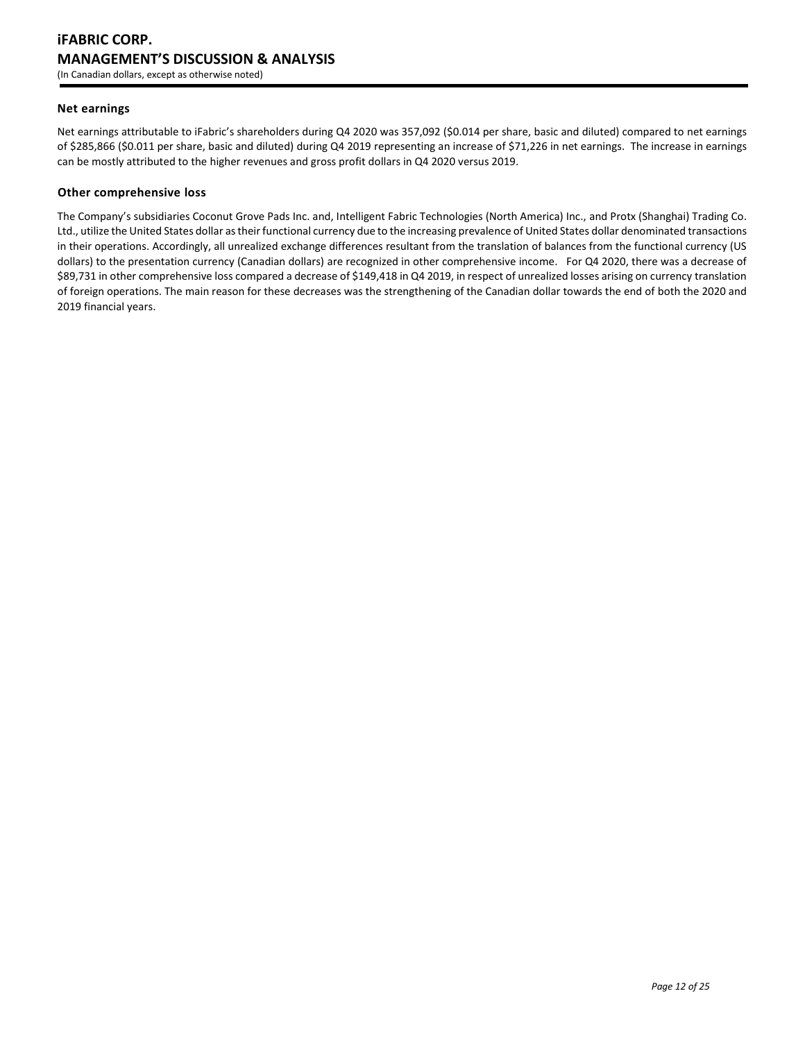### Net earnings

Net earnings attributable to iFabric's shareholders during Q4 2020 was 357,092 ($0.014 per share, basic and diluted) compared to net earnings of $285,866 ($0.011 per share, basic and diluted) during Q4 2019 representing an increase of $71,226 in net earnings. The increase in earnings can be mostly attributed to the higher revenues and gross profit dollars in Q4 2020 versus 2019.

### Other comprehensive loss

The Company's subsidiaries Coconut Grove Pads Inc. and, Intelligent Fabric Technologies (North America) Inc., and Protx (Shanghai) Trading Co. Ltd., utilize the United States dollar as their functional currency due to the increasing prevalence of United States dollar denominated transactions in their operations. Accordingly, all unrealized exchange differences resultant from the translation of balances from the functional currency (US dollars) to the presentation currency (Canadian dollars) are recognized in other comprehensive income. For Q4 2020, there was a decrease of $89,731 in other comprehensive loss compared a decrease of $149,418 in Q4 2019, in respect of unrealized losses arising on currency translation of foreign operations. The main reason for these decreases was the strengthening of the Canadian dollar towards the end of both the 2020 and 2019 financial years.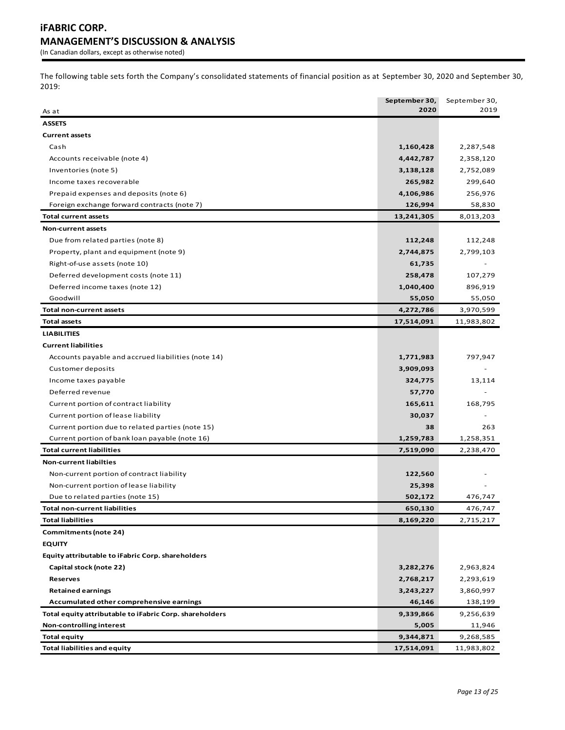# iFABRIC CORP.
## MANAGEMENT'S DISCUSSION & ANALYSIS
(In Canadian dollars, except as otherwise noted)

The following table sets forth the Company's consolidated statements of financial position as at September 30, 2020 and September 30, 2019:

| As at | **September 30, 2020** | September 30, 2019 |
|---|---|---|
| **ASSETS** | | |
| **Current assets** | | |
| Cash | **1,160,428** | 2,287,548 |
| Accounts receivable (note 4) | **4,442,787** | 2,358,120 |
| Inventories (note 5) | **3,138,128** | 2,752,089 |
| Income taxes recoverable | **265,982** | 299,640 |
| Prepaid expenses and deposits (note 6) | **4,106,986** | 256,976 |
| Foreign exchange forward contracts (note 7) | **126,994** | 58,830 |
| **Total current assets** | **13,241,305** | 8,013,203 |
| **Non-current assets** | | |
| Due from related parties (note 8) | **112,248** | 112,248 |
| Property, plant and equipment (note 9) | **2,744,875** | 2,799,103 |
| Right-of-use assets (note 10) | **61,735** | - |
| Deferred development costs (note 11) | **258,478** | 107,279 |
| Deferred income taxes (note 12) | **1,040,400** | 896,919 |
| Goodwill | **55,050** | 55,050 |
| **Total non-current assets** | **4,272,786** | 3,970,599 |
| **Total assets** | **17,514,091** | 11,983,802 |
| **LIABILITIES** | | |
| **Current liabilities** | | |
| Accounts payable and accrued liabilities (note 14) | **1,771,983** | 797,947 |
| Customer deposits | **3,909,093** | - |
| Income taxes payable | **324,775** | 13,114 |
| Deferred revenue | **57,770** | - |
| Current portion of contract liability | **165,611** | 168,795 |
| Current portion of lease liability | **30,037** | - |
| Current portion due to related parties (note 15) | **38** | 263 |
| Current portion of bank loan payable (note 16) | **1,259,783** | 1,258,351 |
| **Total current liabilities** | **7,519,090** | 2,238,470 |
| **Non-current liabilties** | | |
| Non-current portion of contract liability | **122,560** | - |
| Non-current portion of lease liability | **25,398** | - |
| Due to related parties (note 15) | **502,172** | 476,747 |
| **Total non-current liabilities** | **650,130** | 476,747 |
| **Total liabilities** | **8,169,220** | 2,715,217 |
| **Commitments (note 24)** | | |
| **EQUITY** | | |
| **Equity attributable to iFabric Corp. shareholders** | | |
| **Capital stock (note 22)** | **3,282,276** | 2,963,824 |
| **Reserves** | **2,768,217** | 2,293,619 |
| **Retained earnings** | **3,243,227** | 3,860,997 |
| **Accumulated other comprehensive earnings** | **46,146** | 138,199 |
| **Total equity attributable to iFabric Corp. shareholders** | **9,339,866** | 9,256,639 |
| **Non-controlling interest** | **5,005** | 11,946 |
| **Total equity** | **9,344,871** | 9,268,585 |
| **Total liabilities and equity** | **17,514,091** | 11,983,802 |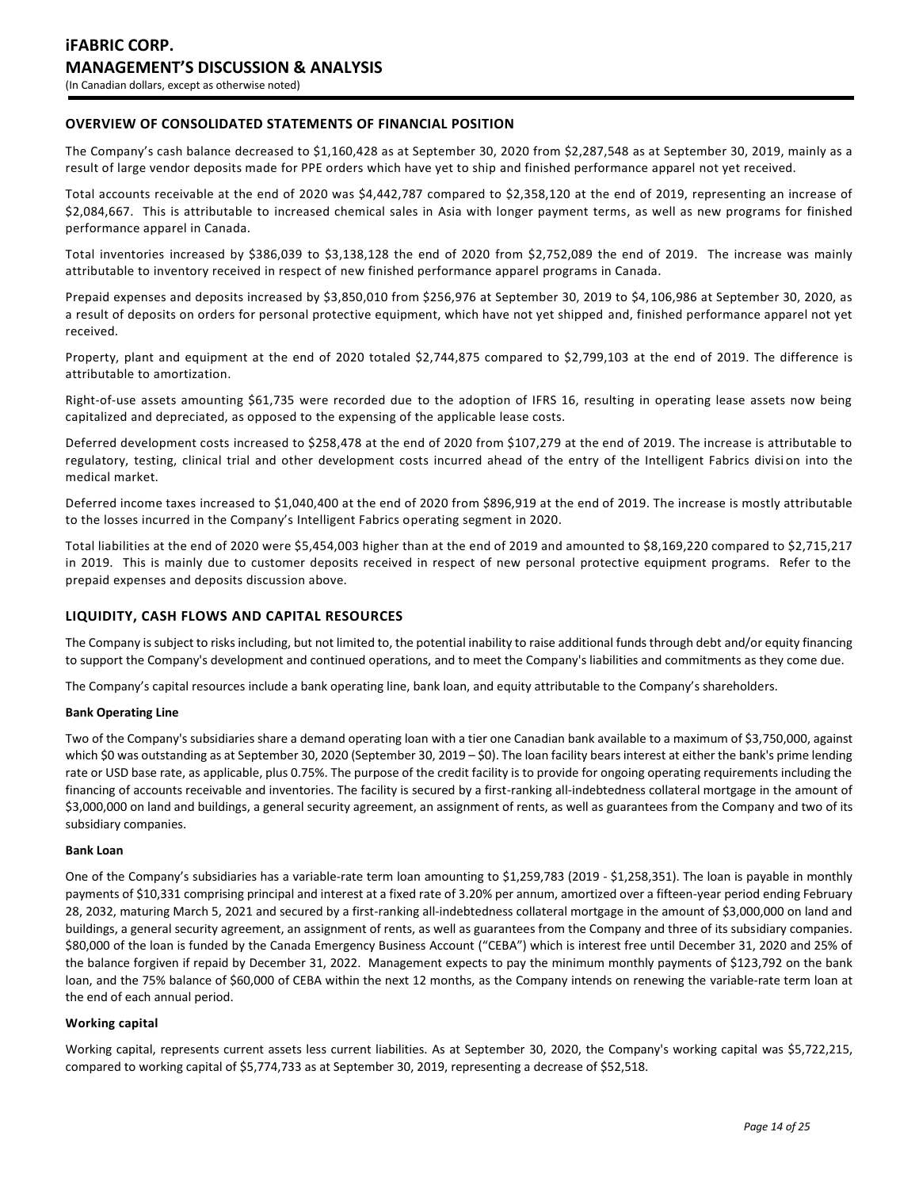## OVERVIEW OF CONSOLIDATED STATEMENTS OF FINANCIAL POSITION

The Company's cash balance decreased to $1,160,428 as at September 30, 2020 from $2,287,548 as at September 30, 2019, mainly as a result of large vendor deposits made for PPE orders which have yet to ship and finished performance apparel not yet received.

Total accounts receivable at the end of 2020 was $4,442,787 compared to $2,358,120 at the end of 2019, representing an increase of $2,084,667. This is attributable to increased chemical sales in Asia with longer payment terms, as well as new programs for finished performance apparel in Canada.

Total inventories increased by $386,039 to $3,138,128 the end of 2020 from $2,752,089 the end of 2019. The increase was mainly attributable to inventory received in respect of new finished performance apparel programs in Canada.

Prepaid expenses and deposits increased by $3,850,010 from $256,976 at September 30, 2019 to $4,106,986 at September 30, 2020, as a result of deposits on orders for personal protective equipment, which have not yet shipped and, finished performance apparel not yet received.

Property, plant and equipment at the end of 2020 totaled $2,744,875 compared to $2,799,103 at the end of 2019. The difference is attributable to amortization.

Right-of-use assets amounting $61,735 were recorded due to the adoption of IFRS 16, resulting in operating lease assets now being capitalized and depreciated, as opposed to the expensing of the applicable lease costs.

Deferred development costs increased to $258,478 at the end of 2020 from $107,279 at the end of 2019. The increase is attributable to regulatory, testing, clinical trial and other development costs incurred ahead of the entry of the Intelligent Fabrics division into the medical market.

Deferred income taxes increased to $1,040,400 at the end of 2020 from $896,919 at the end of 2019. The increase is mostly attributable to the losses incurred in the Company's Intelligent Fabrics operating segment in 2020.

Total liabilities at the end of 2020 were $5,454,003 higher than at the end of 2019 and amounted to $8,169,220 compared to $2,715,217 in 2019. This is mainly due to customer deposits received in respect of new personal protective equipment programs. Refer to the prepaid expenses and deposits discussion above.

## LIQUIDITY, CASH FLOWS AND CAPITAL RESOURCES

The Company is subject to risks including, but not limited to, the potential inability to raise additional funds through debt and/or equity financing to support the Company's development and continued operations, and to meet the Company's liabilities and commitments as they come due.

The Company's capital resources include a bank operating line, bank loan, and equity attributable to the Company's shareholders.

**Bank Operating Line**

Two of the Company's subsidiaries share a demand operating loan with a tier one Canadian bank available to a maximum of $3,750,000, against which $0 was outstanding as at September 30, 2020 (September 30, 2019 – $0). The loan facility bears interest at either the bank's prime lending rate or USD base rate, as applicable, plus 0.75%. The purpose of the credit facility is to provide for ongoing operating requirements including the financing of accounts receivable and inventories. The facility is secured by a first-ranking all-indebtedness collateral mortgage in the amount of $3,000,000 on land and buildings, a general security agreement, an assignment of rents, as well as guarantees from the Company and two of its subsidiary companies.

**Bank Loan**

One of the Company's subsidiaries has a variable-rate term loan amounting to $1,259,783 (2019 - $1,258,351). The loan is payable in monthly payments of $10,331 comprising principal and interest at a fixed rate of 3.20% per annum, amortized over a fifteen-year period ending February 28, 2032, maturing March 5, 2021 and secured by a first-ranking all-indebtedness collateral mortgage in the amount of $3,000,000 on land and buildings, a general security agreement, an assignment of rents, as well as guarantees from the Company and three of its subsidiary companies. $80,000 of the loan is funded by the Canada Emergency Business Account ("CEBA") which is interest free until December 31, 2020 and 25% of the balance forgiven if repaid by December 31, 2022. Management expects to pay the minimum monthly payments of $123,792 on the bank loan, and the 75% balance of $60,000 of CEBA within the next 12 months, as the Company intends on renewing the variable-rate term loan at the end of each annual period.

**Working capital**

Working capital, represents current assets less current liabilities. As at September 30, 2020, the Company's working capital was $5,722,215, compared to working capital of $5,774,733 as at September 30, 2019, representing a decrease of $52,518.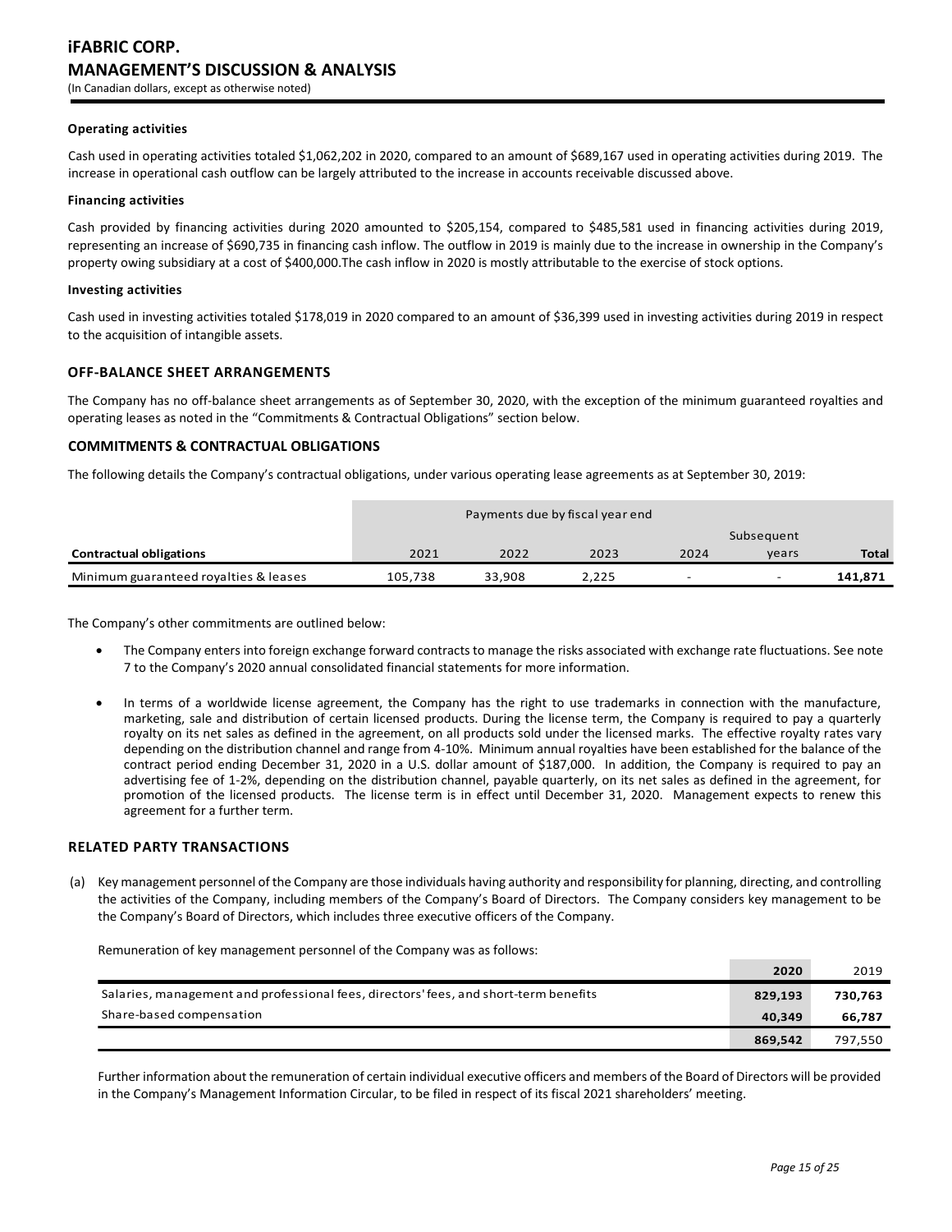**Operating activities**

Cash used in operating activities totaled $1,062,202 in 2020, compared to an amount of $689,167 used in operating activities during 2019. The increase in operational cash outflow can be largely attributed to the increase in accounts receivable discussed above.

**Financing activities**

Cash provided by financing activities during 2020 amounted to $205,154, compared to $485,581 used in financing activities during 2019, representing an increase of $690,735 in financing cash inflow. The outflow in 2019 is mainly due to the increase in ownership in the Company's property owing subsidiary at a cost of $400,000.The cash inflow in 2020 is mostly attributable to the exercise of stock options.

**Investing activities**

Cash used in investing activities totaled $178,019 in 2020 compared to an amount of $36,399 used in investing activities during 2019 in respect to the acquisition of intangible assets.

## OFF-BALANCE SHEET ARRANGEMENTS

The Company has no off-balance sheet arrangements as of September 30, 2020, with the exception of the minimum guaranteed royalties and operating leases as noted in the "Commitments & Contractual Obligations" section below.

## COMMITMENTS & CONTRACTUAL OBLIGATIONS

The following details the Company's contractual obligations, under various operating lease agreements as at September 30, 2019:

| | Payments due by fiscal year end | | | | | |
|---|---|---|---|---|---|---|
| **Contractual obligations** | 2021 | 2022 | 2023 | 2024 | Subsequent years | **Total** |
| Minimum guaranteed royalties & leases | 105,738 | 33,908 | 2,225 | - | - | **141,871** |

The Company's other commitments are outlined below:

- The Company enters into foreign exchange forward contracts to manage the risks associated with exchange rate fluctuations. See note 7 to the Company's 2020 annual consolidated financial statements for more information.
- In terms of a worldwide license agreement, the Company has the right to use trademarks in connection with the manufacture, marketing, sale and distribution of certain licensed products. During the license term, the Company is required to pay a quarterly royalty on its net sales as defined in the agreement, on all products sold under the licensed marks. The effective royalty rates vary depending on the distribution channel and range from 4-10%. Minimum annual royalties have been established for the balance of the contract period ending December 31, 2020 in a U.S. dollar amount of $187,000. In addition, the Company is required to pay an advertising fee of 1-2%, depending on the distribution channel, payable quarterly, on its net sales as defined in the agreement, for promotion of the licensed products. The license term is in effect until December 31, 2020. Management expects to renew this agreement for a further term.

## RELATED PARTY TRANSACTIONS

(a) Key management personnel of the Company are those individuals having authority and responsibility for planning, directing, and controlling the activities of the Company, including members of the Company's Board of Directors. The Company considers key management to be the Company's Board of Directors, which includes three executive officers of the Company.

Remuneration of key management personnel of the Company was as follows:

| | **2020** | 2019 |
|---|---|---|
| Salaries, management and professional fees, directors' fees, and short-term benefits | **829,193** | **730,763** |
| Share-based compensation | **40,349** | **66,787** |
| | **869,542** | 797,550 |

Further information about the remuneration of certain individual executive officers and members of the Board of Directors will be provided in the Company's Management Information Circular, to be filed in respect of its fiscal 2021 shareholders' meeting.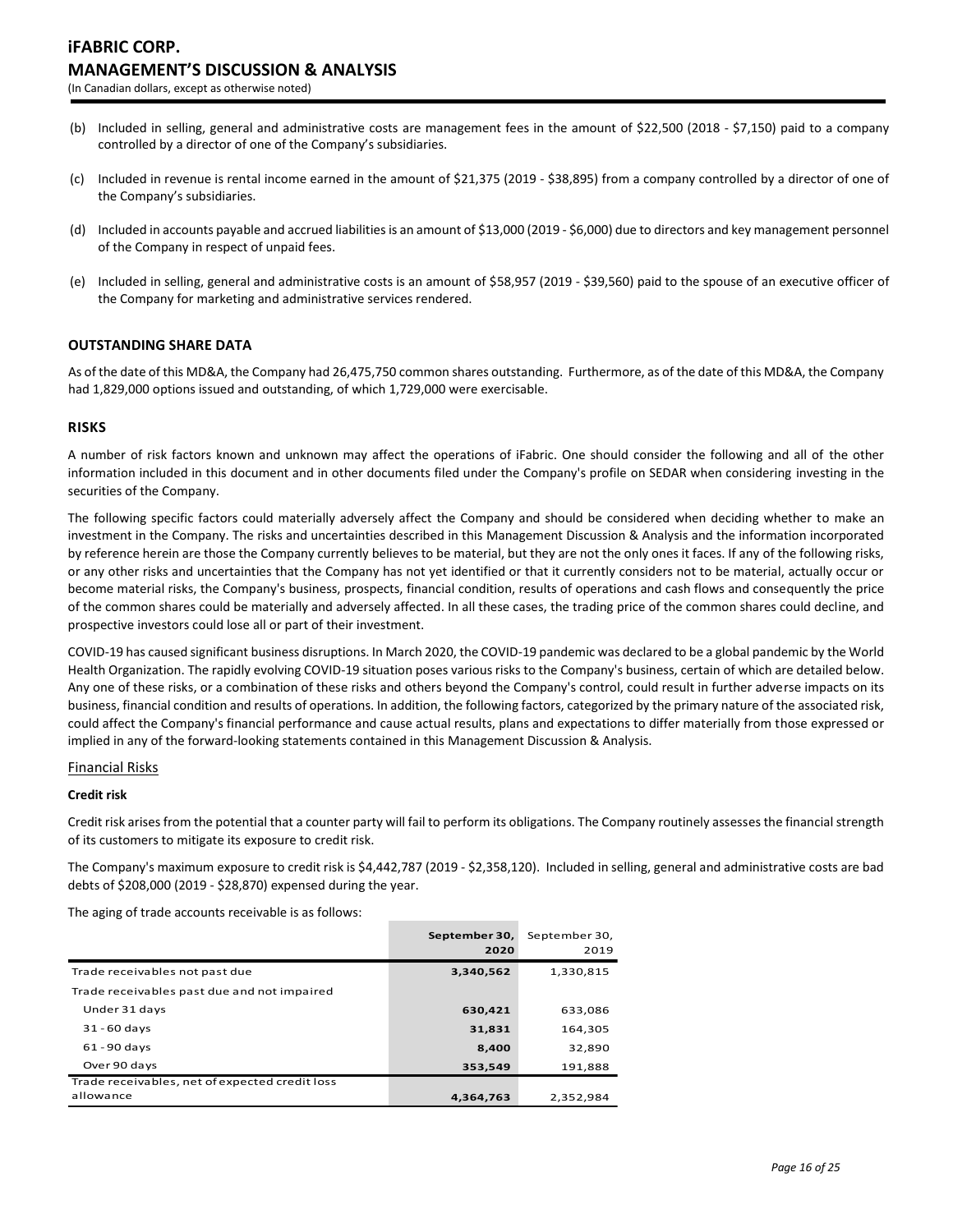(b) Included in selling, general and administrative costs are management fees in the amount of $22,500 (2018 - $7,150) paid to a company controlled by a director of one of the Company's subsidiaries.

(c) Included in revenue is rental income earned in the amount of $21,375 (2019 - $38,895) from a company controlled by a director of one of the Company's subsidiaries.

(d) Included in accounts payable and accrued liabilities is an amount of $13,000 (2019 - $6,000) due to directors and key management personnel of the Company in respect of unpaid fees.

(e) Included in selling, general and administrative costs is an amount of $58,957 (2019 - $39,560) paid to the spouse of an executive officer of the Company for marketing and administrative services rendered.

## OUTSTANDING SHARE DATA

As of the date of this MD&A, the Company had 26,475,750 common shares outstanding. Furthermore, as of the date of this MD&A, the Company had 1,829,000 options issued and outstanding, of which 1,729,000 were exercisable.

## RISKS

A number of risk factors known and unknown may affect the operations of iFabric. One should consider the following and all of the other information included in this document and in other documents filed under the Company's profile on SEDAR when considering investing in the securities of the Company.

The following specific factors could materially adversely affect the Company and should be considered when deciding whether to make an investment in the Company. The risks and uncertainties described in this Management Discussion & Analysis and the information incorporated by reference herein are those the Company currently believes to be material, but they are not the only ones it faces. If any of the following risks, or any other risks and uncertainties that the Company has not yet identified or that it currently considers not to be material, actually occur or become material risks, the Company's business, prospects, financial condition, results of operations and cash flows and consequently the price of the common shares could be materially and adversely affected. In all these cases, the trading price of the common shares could decline, and prospective investors could lose all or part of their investment.

COVID-19 has caused significant business disruptions. In March 2020, the COVID-19 pandemic was declared to be a global pandemic by the World Health Organization. The rapidly evolving COVID-19 situation poses various risks to the Company's business, certain of which are detailed below. Any one of these risks, or a combination of these risks and others beyond the Company's control, could result in further adverse impacts on its business, financial condition and results of operations. In addition, the following factors, categorized by the primary nature of the associated risk, could affect the Company's financial performance and cause actual results, plans and expectations to differ materially from those expressed or implied in any of the forward-looking statements contained in this Management Discussion & Analysis.

### Financial Risks

**Credit risk**

Credit risk arises from the potential that a counter party will fail to perform its obligations. The Company routinely assesses the financial strength of its customers to mitigate its exposure to credit risk.

The Company's maximum exposure to credit risk is $4,442,787 (2019 - $2,358,120). Included in selling, general and administrative costs are bad debts of $208,000 (2019 - $28,870) expensed during the year.

The aging of trade accounts receivable is as follows:

| | September 30, 2020 | September 30, 2019 |
|---|---|---|
| Trade receivables not past due | **3,340,562** | 1,330,815 |
| Trade receivables past due and not impaired | | |
| Under 31 days | **630,421** | 633,086 |
| 31 - 60 days | **31,831** | 164,305 |
| 61 - 90 days | **8,400** | 32,890 |
| Over 90 days | **353,549** | 191,888 |
| Trade receivables, net of expected credit loss allowance | **4,364,763** | 2,352,984 |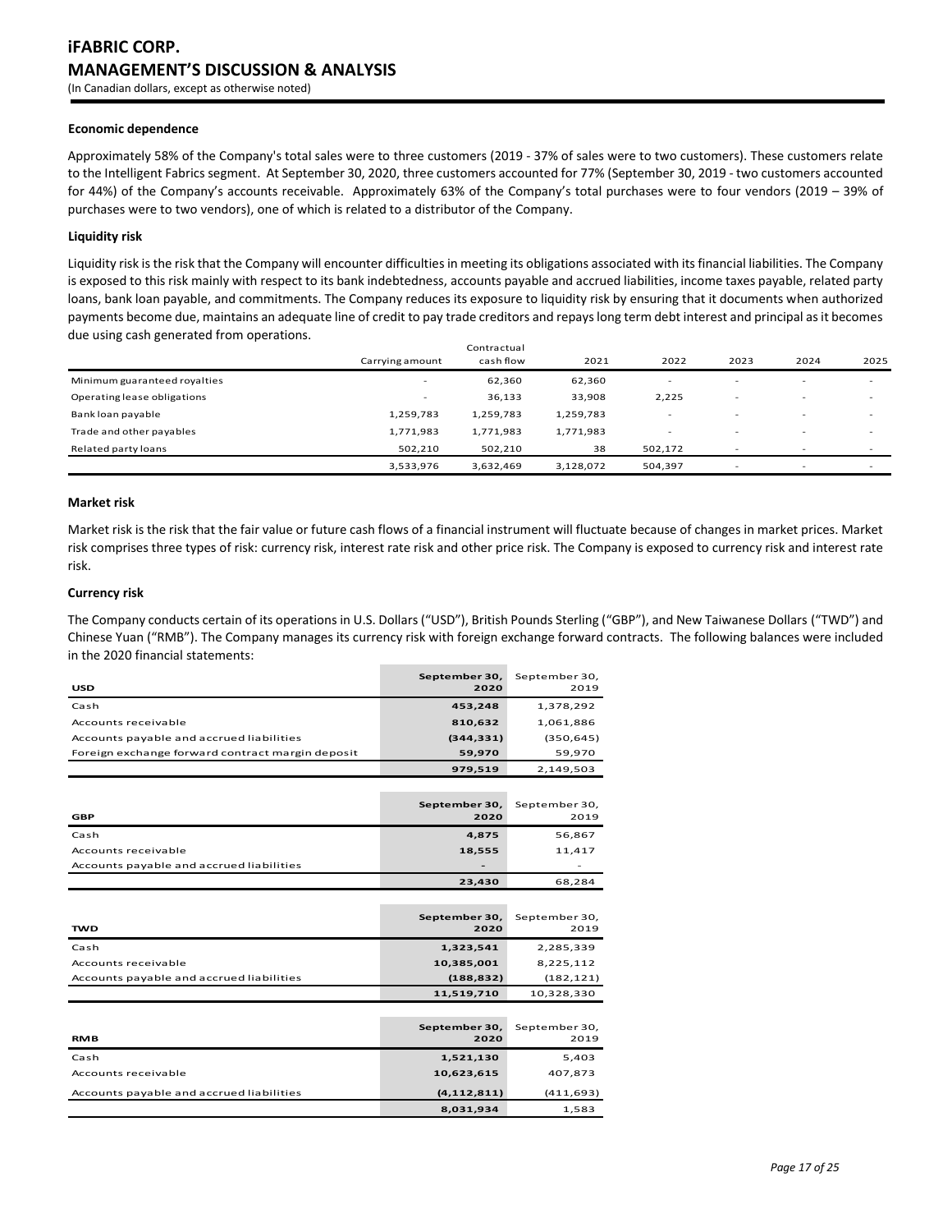**Economic dependence**

Approximately 58% of the Company's total sales were to three customers (2019 - 37% of sales were to two customers). These customers relate to the Intelligent Fabrics segment. At September 30, 2020, three customers accounted for 77% (September 30, 2019 - two customers accounted for 44%) of the Company's accounts receivable. Approximately 63% of the Company's total purchases were to four vendors (2019 – 39% of purchases were to two vendors), one of which is related to a distributor of the Company.

**Liquidity risk**

Liquidity risk is the risk that the Company will encounter difficulties in meeting its obligations associated with its financial liabilities. The Company is exposed to this risk mainly with respect to its bank indebtedness, accounts payable and accrued liabilities, income taxes payable, related party loans, bank loan payable, and commitments. The Company reduces its exposure to liquidity risk by ensuring that it documents when authorized payments become due, maintains an adequate line of credit to pay trade creditors and repays long term debt interest and principal as it becomes due using cash generated from operations.

| | Carrying amount | Contractual cash flow | 2021 | 2022 | 2023 | 2024 | 2025 |
|---|---|---|---|---|---|---|---|
| Minimum guaranteed royalties | - | 62,360 | 62,360 | - | - | - | - |
| Operating lease obligations | - | 36,133 | 33,908 | 2,225 | - | - | - |
| Bank loan payable | 1,259,783 | 1,259,783 | 1,259,783 | - | - | - | - |
| Trade and other payables | 1,771,983 | 1,771,983 | 1,771,983 | - | - | - | - |
| Related party loans | 502,210 | 502,210 | 38 | 502,172 | - | - | - |
| | 3,533,976 | 3,632,469 | 3,128,072 | 504,397 | - | - | - |

**Market risk**

Market risk is the risk that the fair value or future cash flows of a financial instrument will fluctuate because of changes in market prices. Market risk comprises three types of risk: currency risk, interest rate risk and other price risk. The Company is exposed to currency risk and interest rate risk.

**Currency risk**

The Company conducts certain of its operations in U.S. Dollars ("USD"), British Pounds Sterling ("GBP"), and New Taiwanese Dollars ("TWD") and Chinese Yuan ("RMB"). The Company manages its currency risk with foreign exchange forward contracts. The following balances were included in the 2020 financial statements:

| USD | September 30, 2020 | September 30, 2019 |
|---|---|---|
| Cash | 453,248 | 1,378,292 |
| Accounts receivable | 810,632 | 1,061,886 |
| Accounts payable and accrued liabilities | (344,331) | (350,645) |
| Foreign exchange forward contract margin deposit | 59,970 | 59,970 |
| | 979,519 | 2,149,503 |

| GBP | September 30, 2020 | September 30, 2019 |
|---|---|---|
| Cash | 4,875 | 56,867 |
| Accounts receivable | 18,555 | 11,417 |
| Accounts payable and accrued liabilities | - | - |
| | 23,430 | 68,284 |

| TWD | September 30, 2020 | September 30, 2019 |
|---|---|---|
| Cash | 1,323,541 | 2,285,339 |
| Accounts receivable | 10,385,001 | 8,225,112 |
| Accounts payable and accrued liabilities | (188,832) | (182,121) |
| | 11,519,710 | 10,328,330 |

| RMB | September 30, 2020 | September 30, 2019 |
|---|---|---|
| Cash | 1,521,130 | 5,403 |
| Accounts receivable | 10,623,615 | 407,873 |
| Accounts payable and accrued liabilities | (4,112,811) | (411,693) |
| | 8,031,934 | 1,583 |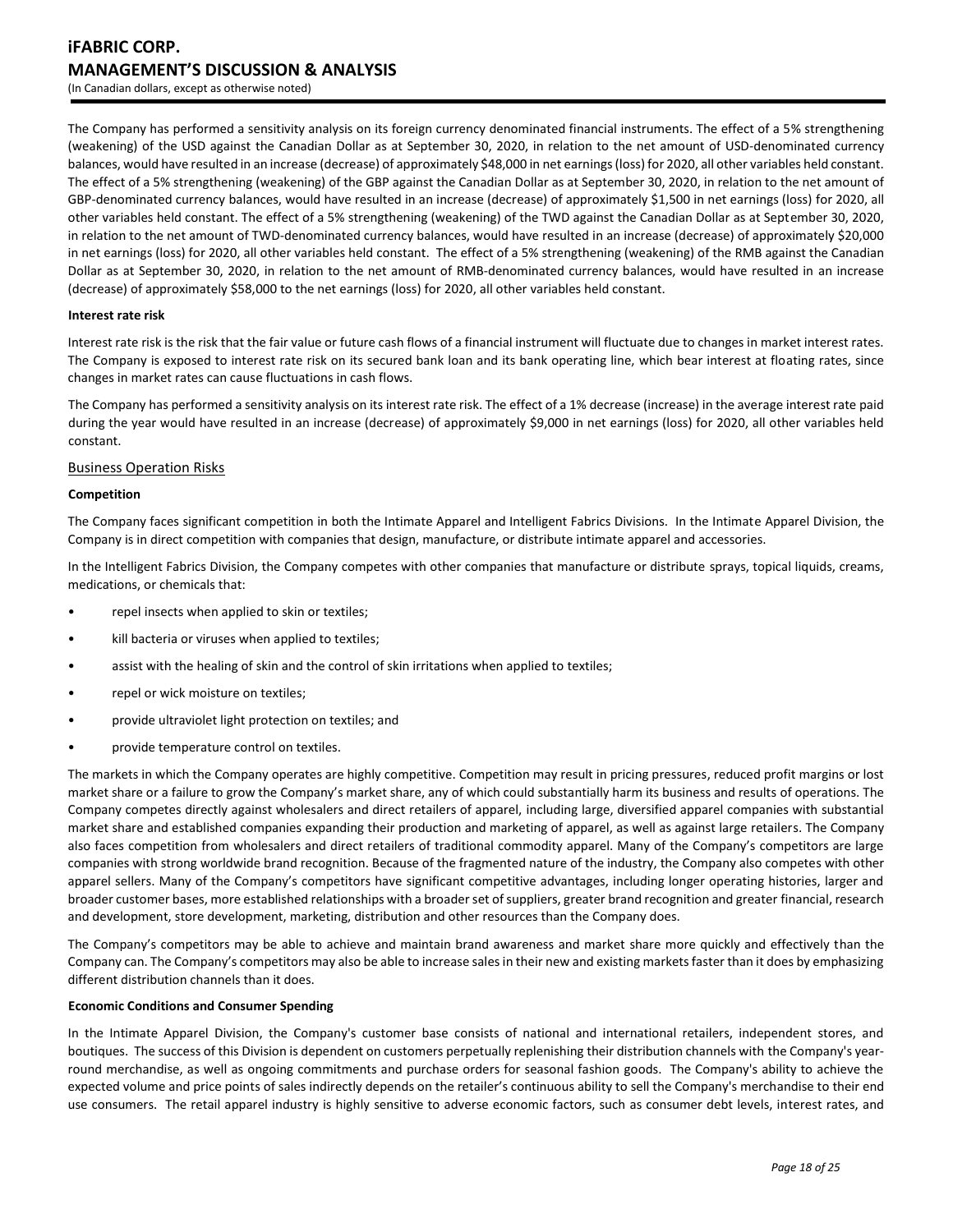The Company has performed a sensitivity analysis on its foreign currency denominated financial instruments. The effect of a 5% strengthening (weakening) of the USD against the Canadian Dollar as at September 30, 2020, in relation to the net amount of USD-denominated currency balances, would have resulted in an increase (decrease) of approximately $48,000 in net earnings (loss) for 2020, all other variables held constant. The effect of a 5% strengthening (weakening) of the GBP against the Canadian Dollar as at September 30, 2020, in relation to the net amount of GBP-denominated currency balances, would have resulted in an increase (decrease) of approximately $1,500 in net earnings (loss) for 2020, all other variables held constant. The effect of a 5% strengthening (weakening) of the TWD against the Canadian Dollar as at September 30, 2020, in relation to the net amount of TWD-denominated currency balances, would have resulted in an increase (decrease) of approximately $20,000 in net earnings (loss) for 2020, all other variables held constant. The effect of a 5% strengthening (weakening) of the RMB against the Canadian Dollar as at September 30, 2020, in relation to the net amount of RMB-denominated currency balances, would have resulted in an increase (decrease) of approximately $58,000 to the net earnings (loss) for 2020, all other variables held constant.

**Interest rate risk**

Interest rate risk is the risk that the fair value or future cash flows of a financial instrument will fluctuate due to changes in market interest rates. The Company is exposed to interest rate risk on its secured bank loan and its bank operating line, which bear interest at floating rates, since changes in market rates can cause fluctuations in cash flows.

The Company has performed a sensitivity analysis on its interest rate risk. The effect of a 1% decrease (increase) in the average interest rate paid during the year would have resulted in an increase (decrease) of approximately $9,000 in net earnings (loss) for 2020, all other variables held constant.

## Business Operation Risks

**Competition**

The Company faces significant competition in both the Intimate Apparel and Intelligent Fabrics Divisions. In the Intimate Apparel Division, the Company is in direct competition with companies that design, manufacture, or distribute intimate apparel and accessories.

In the Intelligent Fabrics Division, the Company competes with other companies that manufacture or distribute sprays, topical liquids, creams, medications, or chemicals that:

- repel insects when applied to skin or textiles;
- kill bacteria or viruses when applied to textiles;
- assist with the healing of skin and the control of skin irritations when applied to textiles;
- repel or wick moisture on textiles;
- provide ultraviolet light protection on textiles; and
- provide temperature control on textiles.

The markets in which the Company operates are highly competitive. Competition may result in pricing pressures, reduced profit margins or lost market share or a failure to grow the Company's market share, any of which could substantially harm its business and results of operations. The Company competes directly against wholesalers and direct retailers of apparel, including large, diversified apparel companies with substantial market share and established companies expanding their production and marketing of apparel, as well as against large retailers. The Company also faces competition from wholesalers and direct retailers of traditional commodity apparel. Many of the Company's competitors are large companies with strong worldwide brand recognition. Because of the fragmented nature of the industry, the Company also competes with other apparel sellers. Many of the Company's competitors have significant competitive advantages, including longer operating histories, larger and broader customer bases, more established relationships with a broader set of suppliers, greater brand recognition and greater financial, research and development, store development, marketing, distribution and other resources than the Company does.

The Company's competitors may be able to achieve and maintain brand awareness and market share more quickly and effectively than the Company can. The Company's competitors may also be able to increase sales in their new and existing markets faster than it does by emphasizing different distribution channels than it does.

**Economic Conditions and Consumer Spending**

In the Intimate Apparel Division, the Company's customer base consists of national and international retailers, independent stores, and boutiques. The success of this Division is dependent on customers perpetually replenishing their distribution channels with the Company's year-round merchandise, as well as ongoing commitments and purchase orders for seasonal fashion goods. The Company's ability to achieve the expected volume and price points of sales indirectly depends on the retailer's continuous ability to sell the Company's merchandise to their end use consumers. The retail apparel industry is highly sensitive to adverse economic factors, such as consumer debt levels, interest rates, and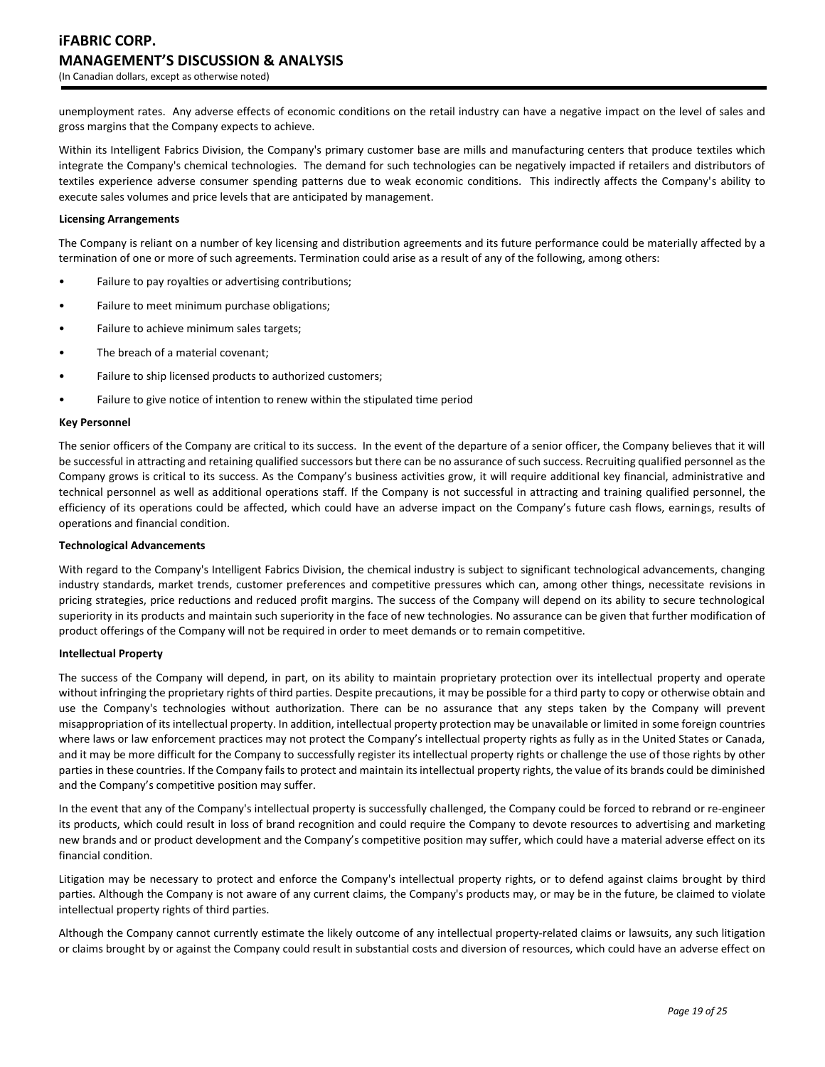unemployment rates. Any adverse effects of economic conditions on the retail industry can have a negative impact on the level of sales and gross margins that the Company expects to achieve.

Within its Intelligent Fabrics Division, the Company's primary customer base are mills and manufacturing centers that produce textiles which integrate the Company's chemical technologies. The demand for such technologies can be negatively impacted if retailers and distributors of textiles experience adverse consumer spending patterns due to weak economic conditions. This indirectly affects the Company's ability to execute sales volumes and price levels that are anticipated by management.

**Licensing Arrangements**

The Company is reliant on a number of key licensing and distribution agreements and its future performance could be materially affected by a termination of one or more of such agreements. Termination could arise as a result of any of the following, among others:

- Failure to pay royalties or advertising contributions;
- Failure to meet minimum purchase obligations;
- Failure to achieve minimum sales targets;
- The breach of a material covenant;
- Failure to ship licensed products to authorized customers;
- Failure to give notice of intention to renew within the stipulated time period

**Key Personnel**

The senior officers of the Company are critical to its success. In the event of the departure of a senior officer, the Company believes that it will be successful in attracting and retaining qualified successors but there can be no assurance of such success. Recruiting qualified personnel as the Company grows is critical to its success. As the Company's business activities grow, it will require additional key financial, administrative and technical personnel as well as additional operations staff. If the Company is not successful in attracting and training qualified personnel, the efficiency of its operations could be affected, which could have an adverse impact on the Company's future cash flows, earnings, results of operations and financial condition.

**Technological Advancements**

With regard to the Company's Intelligent Fabrics Division, the chemical industry is subject to significant technological advancements, changing industry standards, market trends, customer preferences and competitive pressures which can, among other things, necessitate revisions in pricing strategies, price reductions and reduced profit margins. The success of the Company will depend on its ability to secure technological superiority in its products and maintain such superiority in the face of new technologies. No assurance can be given that further modification of product offerings of the Company will not be required in order to meet demands or to remain competitive.

**Intellectual Property**

The success of the Company will depend, in part, on its ability to maintain proprietary protection over its intellectual property and operate without infringing the proprietary rights of third parties. Despite precautions, it may be possible for a third party to copy or otherwise obtain and use the Company's technologies without authorization. There can be no assurance that any steps taken by the Company will prevent misappropriation of its intellectual property. In addition, intellectual property protection may be unavailable or limited in some foreign countries where laws or law enforcement practices may not protect the Company's intellectual property rights as fully as in the United States or Canada, and it may be more difficult for the Company to successfully register its intellectual property rights or challenge the use of those rights by other parties in these countries. If the Company fails to protect and maintain its intellectual property rights, the value of its brands could be diminished and the Company's competitive position may suffer.

In the event that any of the Company's intellectual property is successfully challenged, the Company could be forced to rebrand or re-engineer its products, which could result in loss of brand recognition and could require the Company to devote resources to advertising and marketing new brands and or product development and the Company's competitive position may suffer, which could have a material adverse effect on its financial condition.

Litigation may be necessary to protect and enforce the Company's intellectual property rights, or to defend against claims brought by third parties. Although the Company is not aware of any current claims, the Company's products may, or may be in the future, be claimed to violate intellectual property rights of third parties.

Although the Company cannot currently estimate the likely outcome of any intellectual property-related claims or lawsuits, any such litigation or claims brought by or against the Company could result in substantial costs and diversion of resources, which could have an adverse effect on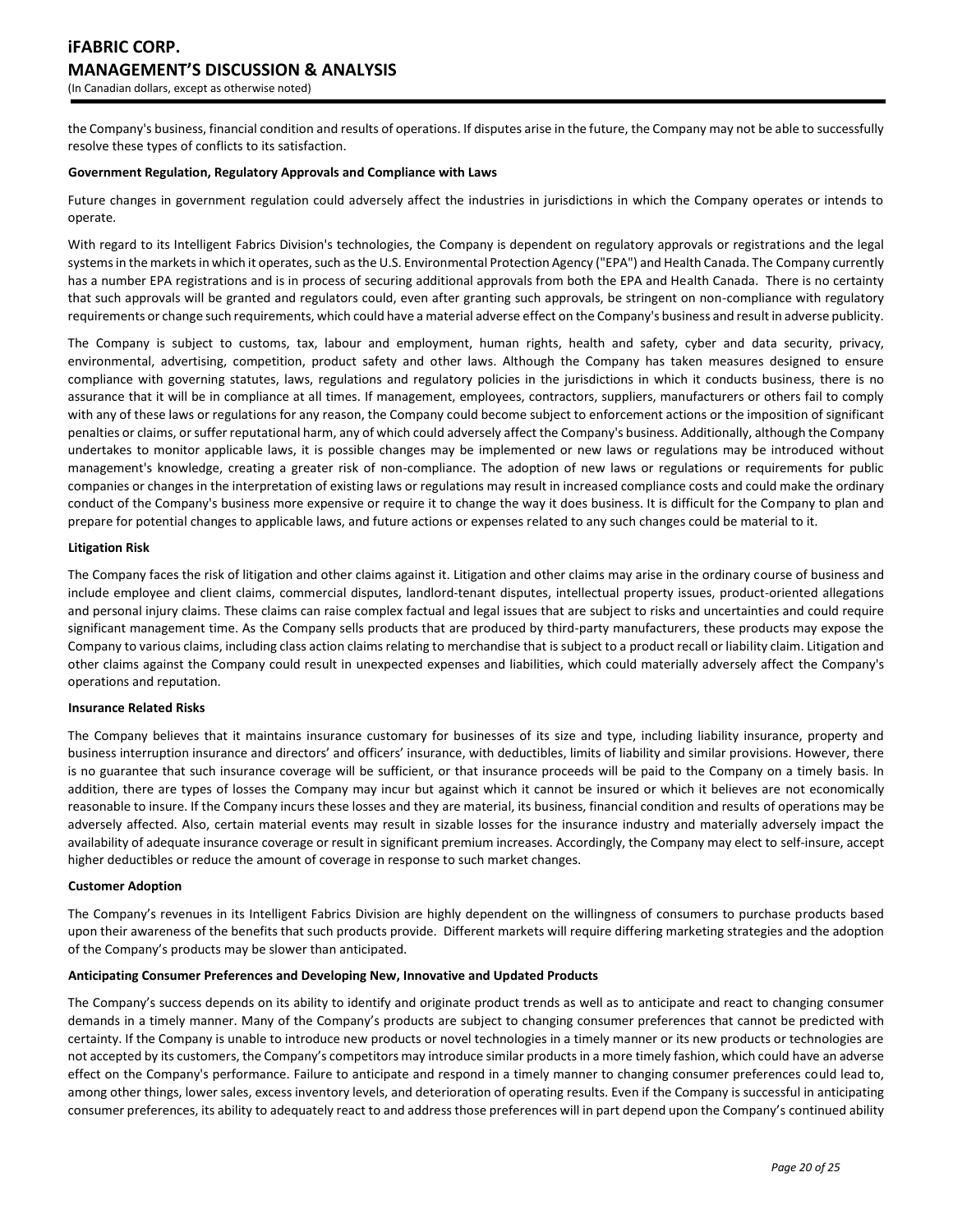the Company's business, financial condition and results of operations. If disputes arise in the future, the Company may not be able to successfully resolve these types of conflicts to its satisfaction.

**Government Regulation, Regulatory Approvals and Compliance with Laws**

Future changes in government regulation could adversely affect the industries in jurisdictions in which the Company operates or intends to operate.

With regard to its Intelligent Fabrics Division's technologies, the Company is dependent on regulatory approvals or registrations and the legal systems in the markets in which it operates, such as the U.S. Environmental Protection Agency ("EPA") and Health Canada. The Company currently has a number EPA registrations and is in process of securing additional approvals from both the EPA and Health Canada. There is no certainty that such approvals will be granted and regulators could, even after granting such approvals, be stringent on non-compliance with regulatory requirements or change such requirements, which could have a material adverse effect on the Company's business and result in adverse publicity.

The Company is subject to customs, tax, labour and employment, human rights, health and safety, cyber and data security, privacy, environmental, advertising, competition, product safety and other laws. Although the Company has taken measures designed to ensure compliance with governing statutes, laws, regulations and regulatory policies in the jurisdictions in which it conducts business, there is no assurance that it will be in compliance at all times. If management, employees, contractors, suppliers, manufacturers or others fail to comply with any of these laws or regulations for any reason, the Company could become subject to enforcement actions or the imposition of significant penalties or claims, or suffer reputational harm, any of which could adversely affect the Company's business. Additionally, although the Company undertakes to monitor applicable laws, it is possible changes may be implemented or new laws or regulations may be introduced without management's knowledge, creating a greater risk of non-compliance. The adoption of new laws or regulations or requirements for public companies or changes in the interpretation of existing laws or regulations may result in increased compliance costs and could make the ordinary conduct of the Company's business more expensive or require it to change the way it does business. It is difficult for the Company to plan and prepare for potential changes to applicable laws, and future actions or expenses related to any such changes could be material to it.

**Litigation Risk**

The Company faces the risk of litigation and other claims against it. Litigation and other claims may arise in the ordinary course of business and include employee and client claims, commercial disputes, landlord-tenant disputes, intellectual property issues, product-oriented allegations and personal injury claims. These claims can raise complex factual and legal issues that are subject to risks and uncertainties and could require significant management time. As the Company sells products that are produced by third-party manufacturers, these products may expose the Company to various claims, including class action claims relating to merchandise that is subject to a product recall or liability claim. Litigation and other claims against the Company could result in unexpected expenses and liabilities, which could materially adversely affect the Company's operations and reputation.

**Insurance Related Risks**

The Company believes that it maintains insurance customary for businesses of its size and type, including liability insurance, property and business interruption insurance and directors' and officers' insurance, with deductibles, limits of liability and similar provisions. However, there is no guarantee that such insurance coverage will be sufficient, or that insurance proceeds will be paid to the Company on a timely basis. In addition, there are types of losses the Company may incur but against which it cannot be insured or which it believes are not economically reasonable to insure. If the Company incurs these losses and they are material, its business, financial condition and results of operations may be adversely affected. Also, certain material events may result in sizable losses for the insurance industry and materially adversely impact the availability of adequate insurance coverage or result in significant premium increases. Accordingly, the Company may elect to self-insure, accept higher deductibles or reduce the amount of coverage in response to such market changes.

**Customer Adoption**

The Company's revenues in its Intelligent Fabrics Division are highly dependent on the willingness of consumers to purchase products based upon their awareness of the benefits that such products provide. Different markets will require differing marketing strategies and the adoption of the Company's products may be slower than anticipated.

**Anticipating Consumer Preferences and Developing New, Innovative and Updated Products**

The Company's success depends on its ability to identify and originate product trends as well as to anticipate and react to changing consumer demands in a timely manner. Many of the Company's products are subject to changing consumer preferences that cannot be predicted with certainty. If the Company is unable to introduce new products or novel technologies in a timely manner or its new products or technologies are not accepted by its customers, the Company's competitors may introduce similar products in a more timely fashion, which could have an adverse effect on the Company's performance. Failure to anticipate and respond in a timely manner to changing consumer preferences could lead to, among other things, lower sales, excess inventory levels, and deterioration of operating results. Even if the Company is successful in anticipating consumer preferences, its ability to adequately react to and address those preferences will in part depend upon the Company's continued ability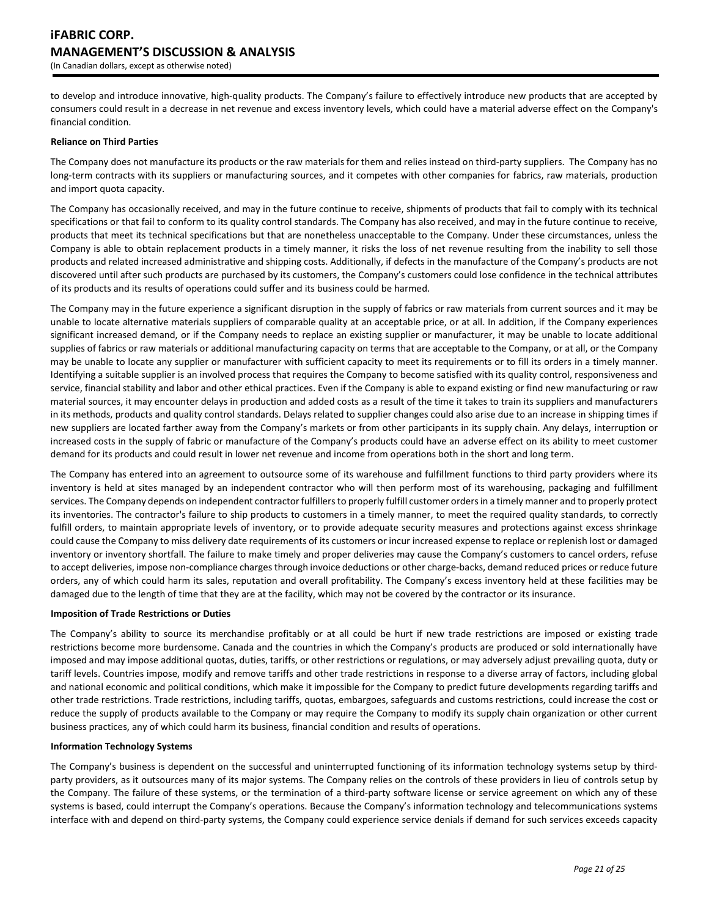to develop and introduce innovative, high-quality products. The Company's failure to effectively introduce new products that are accepted by consumers could result in a decrease in net revenue and excess inventory levels, which could have a material adverse effect on the Company's financial condition.

**Reliance on Third Parties**

The Company does not manufacture its products or the raw materials for them and relies instead on third-party suppliers. The Company has no long-term contracts with its suppliers or manufacturing sources, and it competes with other companies for fabrics, raw materials, production and import quota capacity.

The Company has occasionally received, and may in the future continue to receive, shipments of products that fail to comply with its technical specifications or that fail to conform to its quality control standards. The Company has also received, and may in the future continue to receive, products that meet its technical specifications but that are nonetheless unacceptable to the Company. Under these circumstances, unless the Company is able to obtain replacement products in a timely manner, it risks the loss of net revenue resulting from the inability to sell those products and related increased administrative and shipping costs. Additionally, if defects in the manufacture of the Company's products are not discovered until after such products are purchased by its customers, the Company's customers could lose confidence in the technical attributes of its products and its results of operations could suffer and its business could be harmed.

The Company may in the future experience a significant disruption in the supply of fabrics or raw materials from current sources and it may be unable to locate alternative materials suppliers of comparable quality at an acceptable price, or at all. In addition, if the Company experiences significant increased demand, or if the Company needs to replace an existing supplier or manufacturer, it may be unable to locate additional supplies of fabrics or raw materials or additional manufacturing capacity on terms that are acceptable to the Company, or at all, or the Company may be unable to locate any supplier or manufacturer with sufficient capacity to meet its requirements or to fill its orders in a timely manner. Identifying a suitable supplier is an involved process that requires the Company to become satisfied with its quality control, responsiveness and service, financial stability and labor and other ethical practices. Even if the Company is able to expand existing or find new manufacturing or raw material sources, it may encounter delays in production and added costs as a result of the time it takes to train its suppliers and manufacturers in its methods, products and quality control standards. Delays related to supplier changes could also arise due to an increase in shipping times if new suppliers are located farther away from the Company's markets or from other participants in its supply chain. Any delays, interruption or increased costs in the supply of fabric or manufacture of the Company's products could have an adverse effect on its ability to meet customer demand for its products and could result in lower net revenue and income from operations both in the short and long term.

The Company has entered into an agreement to outsource some of its warehouse and fulfillment functions to third party providers where its inventory is held at sites managed by an independent contractor who will then perform most of its warehousing, packaging and fulfillment services. The Company depends on independent contractor fulfillers to properly fulfill customer orders in a timely manner and to properly protect its inventories. The contractor's failure to ship products to customers in a timely manner, to meet the required quality standards, to correctly fulfill orders, to maintain appropriate levels of inventory, or to provide adequate security measures and protections against excess shrinkage could cause the Company to miss delivery date requirements of its customers or incur increased expense to replace or replenish lost or damaged inventory or inventory shortfall. The failure to make timely and proper deliveries may cause the Company's customers to cancel orders, refuse to accept deliveries, impose non-compliance charges through invoice deductions or other charge-backs, demand reduced prices or reduce future orders, any of which could harm its sales, reputation and overall profitability. The Company's excess inventory held at these facilities may be damaged due to the length of time that they are at the facility, which may not be covered by the contractor or its insurance.

**Imposition of Trade Restrictions or Duties**

The Company's ability to source its merchandise profitably or at all could be hurt if new trade restrictions are imposed or existing trade restrictions become more burdensome. Canada and the countries in which the Company's products are produced or sold internationally have imposed and may impose additional quotas, duties, tariffs, or other restrictions or regulations, or may adversely adjust prevailing quota, duty or tariff levels. Countries impose, modify and remove tariffs and other trade restrictions in response to a diverse array of factors, including global and national economic and political conditions, which make it impossible for the Company to predict future developments regarding tariffs and other trade restrictions. Trade restrictions, including tariffs, quotas, embargoes, safeguards and customs restrictions, could increase the cost or reduce the supply of products available to the Company or may require the Company to modify its supply chain organization or other current business practices, any of which could harm its business, financial condition and results of operations.

**Information Technology Systems**

The Company's business is dependent on the successful and uninterrupted functioning of its information technology systems setup by third-party providers, as it outsources many of its major systems. The Company relies on the controls of these providers in lieu of controls setup by the Company. The failure of these systems, or the termination of a third-party software license or service agreement on which any of these systems is based, could interrupt the Company's operations. Because the Company's information technology and telecommunications systems interface with and depend on third-party systems, the Company could experience service denials if demand for such services exceeds capacity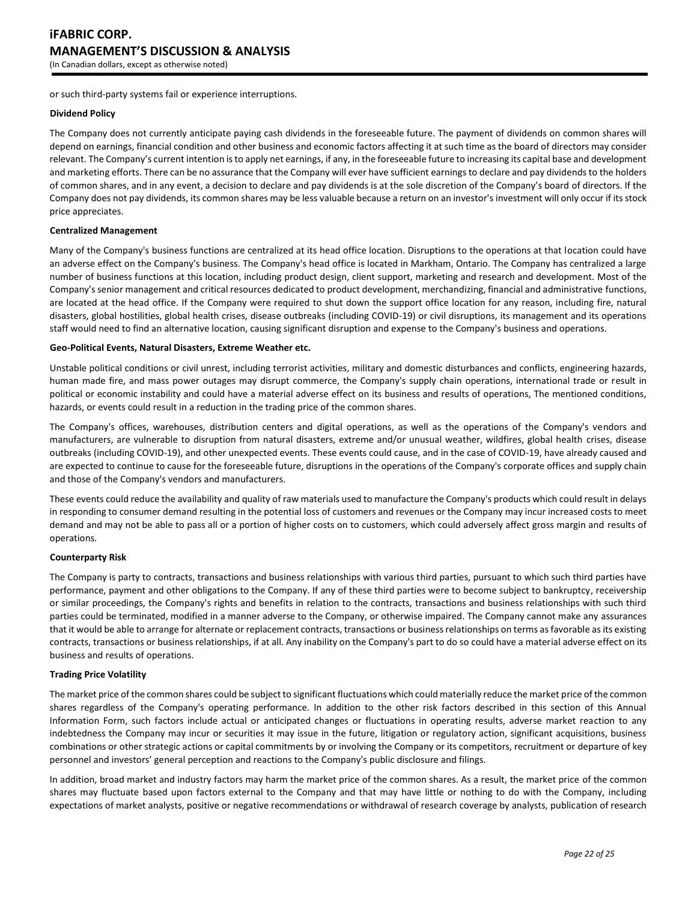or such third-party systems fail or experience interruptions.

**Dividend Policy**

The Company does not currently anticipate paying cash dividends in the foreseeable future. The payment of dividends on common shares will depend on earnings, financial condition and other business and economic factors affecting it at such time as the board of directors may consider relevant. The Company's current intention is to apply net earnings, if any, in the foreseeable future to increasing its capital base and development and marketing efforts. There can be no assurance that the Company will ever have sufficient earnings to declare and pay dividends to the holders of common shares, and in any event, a decision to declare and pay dividends is at the sole discretion of the Company's board of directors. If the Company does not pay dividends, its common shares may be less valuable because a return on an investor's investment will only occur if its stock price appreciates.

**Centralized Management**

Many of the Company's business functions are centralized at its head office location. Disruptions to the operations at that location could have an adverse effect on the Company's business. The Company's head office is located in Markham, Ontario. The Company has centralized a large number of business functions at this location, including product design, client support, marketing and research and development. Most of the Company's senior management and critical resources dedicated to product development, merchandizing, financial and administrative functions, are located at the head office. If the Company were required to shut down the support office location for any reason, including fire, natural disasters, global hostilities, global health crises, disease outbreaks (including COVID-19) or civil disruptions, its management and its operations staff would need to find an alternative location, causing significant disruption and expense to the Company's business and operations.

**Geo-Political Events, Natural Disasters, Extreme Weather etc.**

Unstable political conditions or civil unrest, including terrorist activities, military and domestic disturbances and conflicts, engineering hazards, human made fire, and mass power outages may disrupt commerce, the Company's supply chain operations, international trade or result in political or economic instability and could have a material adverse effect on its business and results of operations, The mentioned conditions, hazards, or events could result in a reduction in the trading price of the common shares.

The Company's offices, warehouses, distribution centers and digital operations, as well as the operations of the Company's vendors and manufacturers, are vulnerable to disruption from natural disasters, extreme and/or unusual weather, wildfires, global health crises, disease outbreaks (including COVID-19), and other unexpected events. These events could cause, and in the case of COVID-19, have already caused and are expected to continue to cause for the foreseeable future, disruptions in the operations of the Company's corporate offices and supply chain and those of the Company's vendors and manufacturers.

These events could reduce the availability and quality of raw materials used to manufacture the Company's products which could result in delays in responding to consumer demand resulting in the potential loss of customers and revenues or the Company may incur increased costs to meet demand and may not be able to pass all or a portion of higher costs on to customers, which could adversely affect gross margin and results of operations.

**Counterparty Risk**

The Company is party to contracts, transactions and business relationships with various third parties, pursuant to which such third parties have performance, payment and other obligations to the Company. If any of these third parties were to become subject to bankruptcy, receivership or similar proceedings, the Company's rights and benefits in relation to the contracts, transactions and business relationships with such third parties could be terminated, modified in a manner adverse to the Company, or otherwise impaired. The Company cannot make any assurances that it would be able to arrange for alternate or replacement contracts, transactions or business relationships on terms as favorable as its existing contracts, transactions or business relationships, if at all. Any inability on the Company's part to do so could have a material adverse effect on its business and results of operations.

**Trading Price Volatility**

The market price of the common shares could be subject to significant fluctuations which could materially reduce the market price of the common shares regardless of the Company's operating performance. In addition to the other risk factors described in this section of this Annual Information Form, such factors include actual or anticipated changes or fluctuations in operating results, adverse market reaction to any indebtedness the Company may incur or securities it may issue in the future, litigation or regulatory action, significant acquisitions, business combinations or other strategic actions or capital commitments by or involving the Company or its competitors, recruitment or departure of key personnel and investors' general perception and reactions to the Company's public disclosure and filings.

In addition, broad market and industry factors may harm the market price of the common shares. As a result, the market price of the common shares may fluctuate based upon factors external to the Company and that may have little or nothing to do with the Company, including expectations of market analysts, positive or negative recommendations or withdrawal of research coverage by analysts, publication of research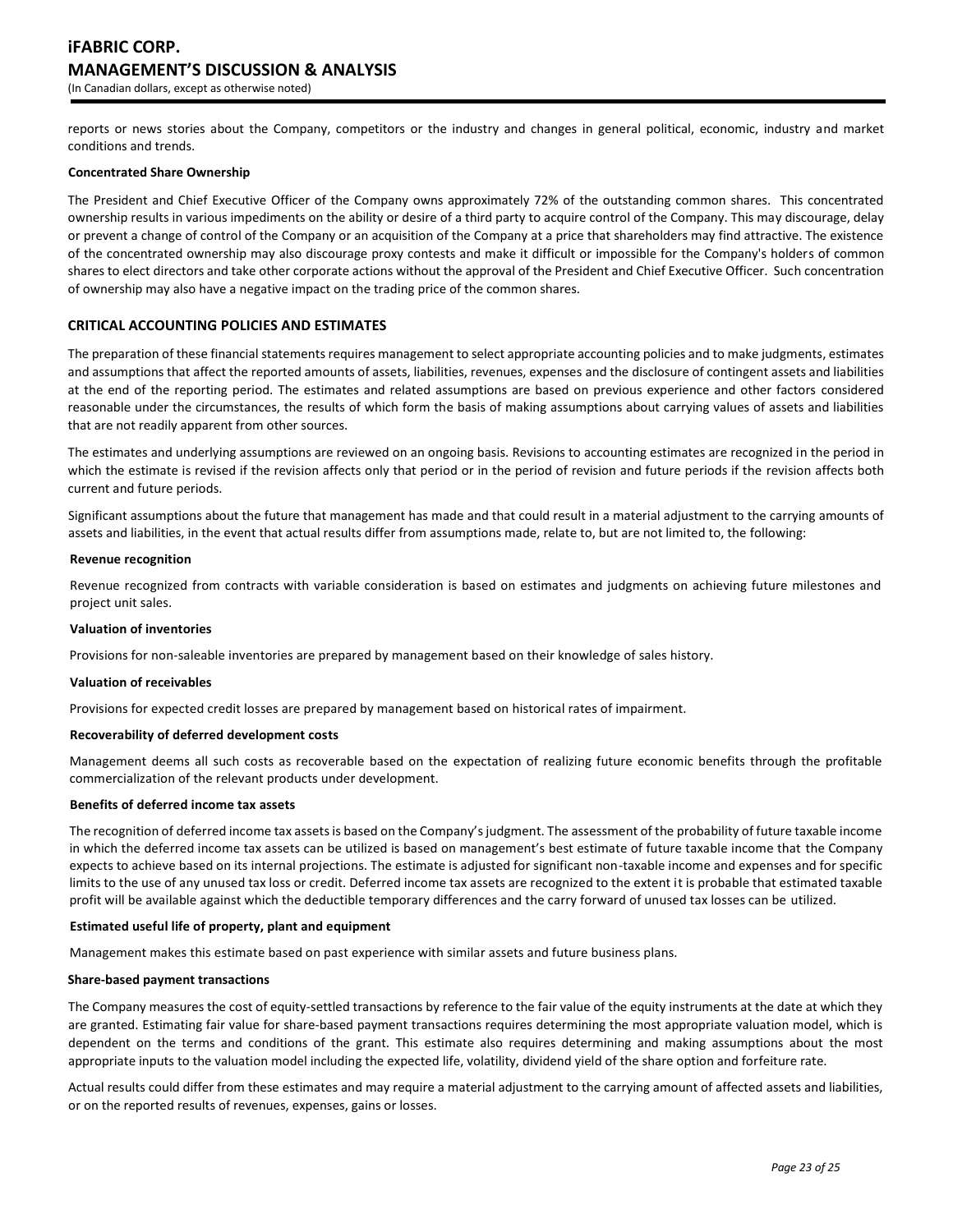reports or news stories about the Company, competitors or the industry and changes in general political, economic, industry and market conditions and trends.

**Concentrated Share Ownership**

The President and Chief Executive Officer of the Company owns approximately 72% of the outstanding common shares. This concentrated ownership results in various impediments on the ability or desire of a third party to acquire control of the Company. This may discourage, delay or prevent a change of control of the Company or an acquisition of the Company at a price that shareholders may find attractive. The existence of the concentrated ownership may also discourage proxy contests and make it difficult or impossible for the Company's holders of common shares to elect directors and take other corporate actions without the approval of the President and Chief Executive Officer. Such concentration of ownership may also have a negative impact on the trading price of the common shares.

## CRITICAL ACCOUNTING POLICIES AND ESTIMATES

The preparation of these financial statements requires management to select appropriate accounting policies and to make judgments, estimates and assumptions that affect the reported amounts of assets, liabilities, revenues, expenses and the disclosure of contingent assets and liabilities at the end of the reporting period. The estimates and related assumptions are based on previous experience and other factors considered reasonable under the circumstances, the results of which form the basis of making assumptions about carrying values of assets and liabilities that are not readily apparent from other sources.

The estimates and underlying assumptions are reviewed on an ongoing basis. Revisions to accounting estimates are recognized in the period in which the estimate is revised if the revision affects only that period or in the period of revision and future periods if the revision affects both current and future periods.

Significant assumptions about the future that management has made and that could result in a material adjustment to the carrying amounts of assets and liabilities, in the event that actual results differ from assumptions made, relate to, but are not limited to, the following:

**Revenue recognition**

Revenue recognized from contracts with variable consideration is based on estimates and judgments on achieving future milestones and project unit sales.

**Valuation of inventories**

Provisions for non-saleable inventories are prepared by management based on their knowledge of sales history.

**Valuation of receivables**

Provisions for expected credit losses are prepared by management based on historical rates of impairment.

**Recoverability of deferred development costs**

Management deems all such costs as recoverable based on the expectation of realizing future economic benefits through the profitable commercialization of the relevant products under development.

**Benefits of deferred income tax assets**

The recognition of deferred income tax assets is based on the Company's judgment. The assessment of the probability of future taxable income in which the deferred income tax assets can be utilized is based on management's best estimate of future taxable income that the Company expects to achieve based on its internal projections. The estimate is adjusted for significant non-taxable income and expenses and for specific limits to the use of any unused tax loss or credit. Deferred income tax assets are recognized to the extent it is probable that estimated taxable profit will be available against which the deductible temporary differences and the carry forward of unused tax losses can be utilized.

**Estimated useful life of property, plant and equipment**

Management makes this estimate based on past experience with similar assets and future business plans.

**Share-based payment transactions**

The Company measures the cost of equity-settled transactions by reference to the fair value of the equity instruments at the date at which they are granted. Estimating fair value for share-based payment transactions requires determining the most appropriate valuation model, which is dependent on the terms and conditions of the grant. This estimate also requires determining and making assumptions about the most appropriate inputs to the valuation model including the expected life, volatility, dividend yield of the share option and forfeiture rate.

Actual results could differ from these estimates and may require a material adjustment to the carrying amount of affected assets and liabilities, or on the reported results of revenues, expenses, gains or losses.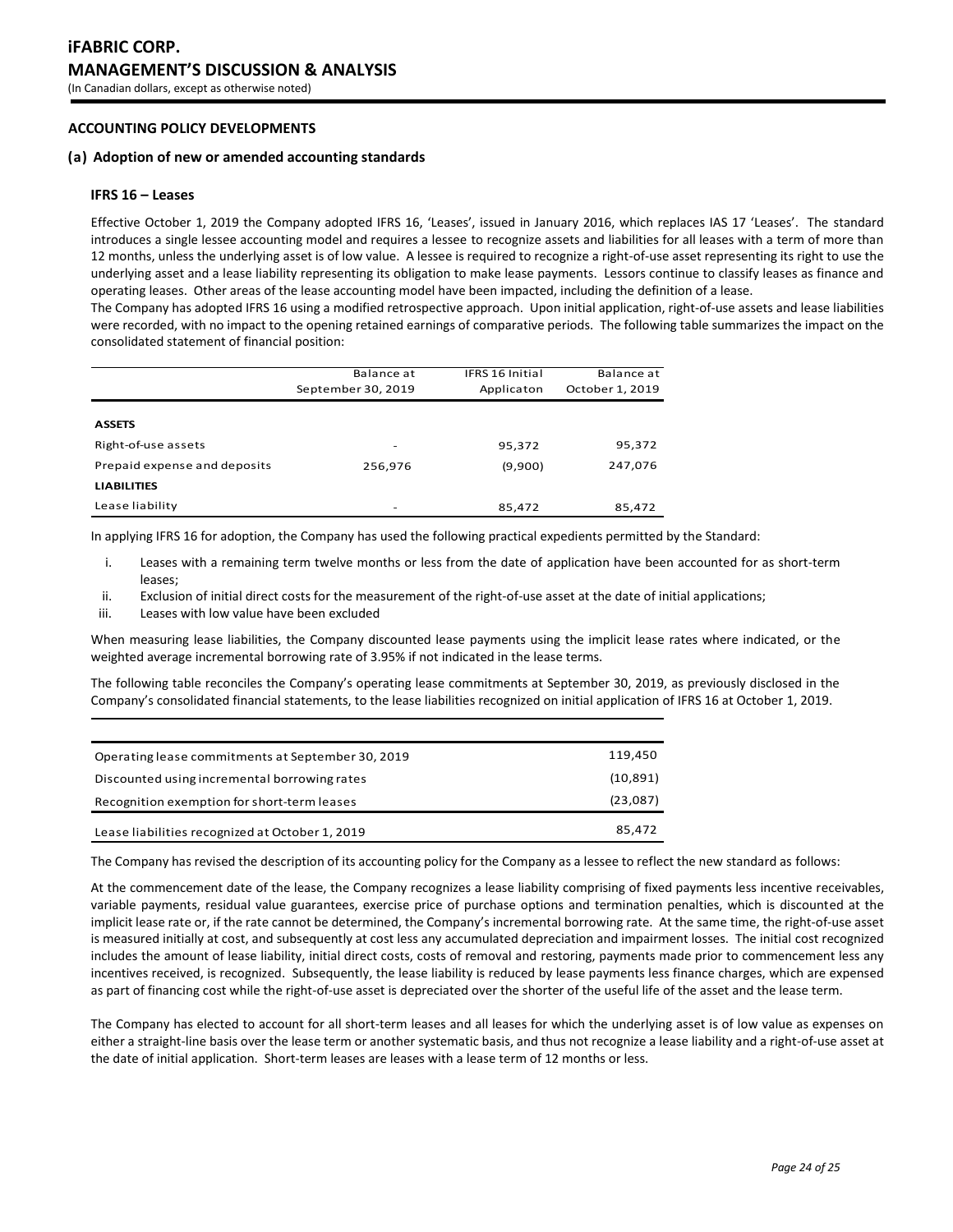## ACCOUNTING POLICY DEVELOPMENTS

### (a) Adoption of new or amended accounting standards

#### IFRS 16 – Leases

Effective October 1, 2019 the Company adopted IFRS 16, 'Leases', issued in January 2016, which replaces IAS 17 'Leases'. The standard introduces a single lessee accounting model and requires a lessee to recognize assets and liabilities for all leases with a term of more than 12 months, unless the underlying asset is of low value. A lessee is required to recognize a right-of-use asset representing its right to use the underlying asset and a lease liability representing its obligation to make lease payments. Lessors continue to classify leases as finance and operating leases. Other areas of the lease accounting model have been impacted, including the definition of a lease.

The Company has adopted IFRS 16 using a modified retrospective approach. Upon initial application, right-of-use assets and lease liabilities were recorded, with no impact to the opening retained earnings of comparative periods. The following table summarizes the impact on the consolidated statement of financial position:

| | Balance at September 30, 2019 | IFRS 16 Initial Applicaton | Balance at October 1, 2019 |
|---|---|---|---|
| **ASSETS** | | | |
| Right-of-use assets | - | 95,372 | 95,372 |
| Prepaid expense and deposits | 256,976 | (9,900) | 247,076 |
| **LIABILITIES** | | | |
| Lease liability | - | 85,472 | 85,472 |

In applying IFRS 16 for adoption, the Company has used the following practical expedients permitted by the Standard:

i. Leases with a remaining term twelve months or less from the date of application have been accounted for as short-term leases;
ii. Exclusion of initial direct costs for the measurement of the right-of-use asset at the date of initial applications;
iii. Leases with low value have been excluded

When measuring lease liabilities, the Company discounted lease payments using the implicit lease rates where indicated, or the weighted average incremental borrowing rate of 3.95% if not indicated in the lease terms.

The following table reconciles the Company's operating lease commitments at September 30, 2019, as previously disclosed in the Company's consolidated financial statements, to the lease liabilities recognized on initial application of IFRS 16 at October 1, 2019.

| | |
|---|---|
| Operating lease commitments at September 30, 2019 | 119,450 |
| Discounted using incremental borrowing rates | (10,891) |
| Recognition exemption for short-term leases | (23,087) |
| Lease liabilities recognized at October 1, 2019 | 85,472 |

The Company has revised the description of its accounting policy for the Company as a lessee to reflect the new standard as follows:

At the commencement date of the lease, the Company recognizes a lease liability comprising of fixed payments less incentive receivables, variable payments, residual value guarantees, exercise price of purchase options and termination penalties, which is discounted at the implicit lease rate or, if the rate cannot be determined, the Company's incremental borrowing rate. At the same time, the right-of-use asset is measured initially at cost, and subsequently at cost less any accumulated depreciation and impairment losses. The initial cost recognized includes the amount of lease liability, initial direct costs, costs of removal and restoring, payments made prior to commencement less any incentives received, is recognized. Subsequently, the lease liability is reduced by lease payments less finance charges, which are expensed as part of financing cost while the right-of-use asset is depreciated over the shorter of the useful life of the asset and the lease term.

The Company has elected to account for all short-term leases and all leases for which the underlying asset is of low value as expenses on either a straight-line basis over the lease term or another systematic basis, and thus not recognize a lease liability and a right-of-use asset at the date of initial application. Short-term leases are leases with a lease term of 12 months or less.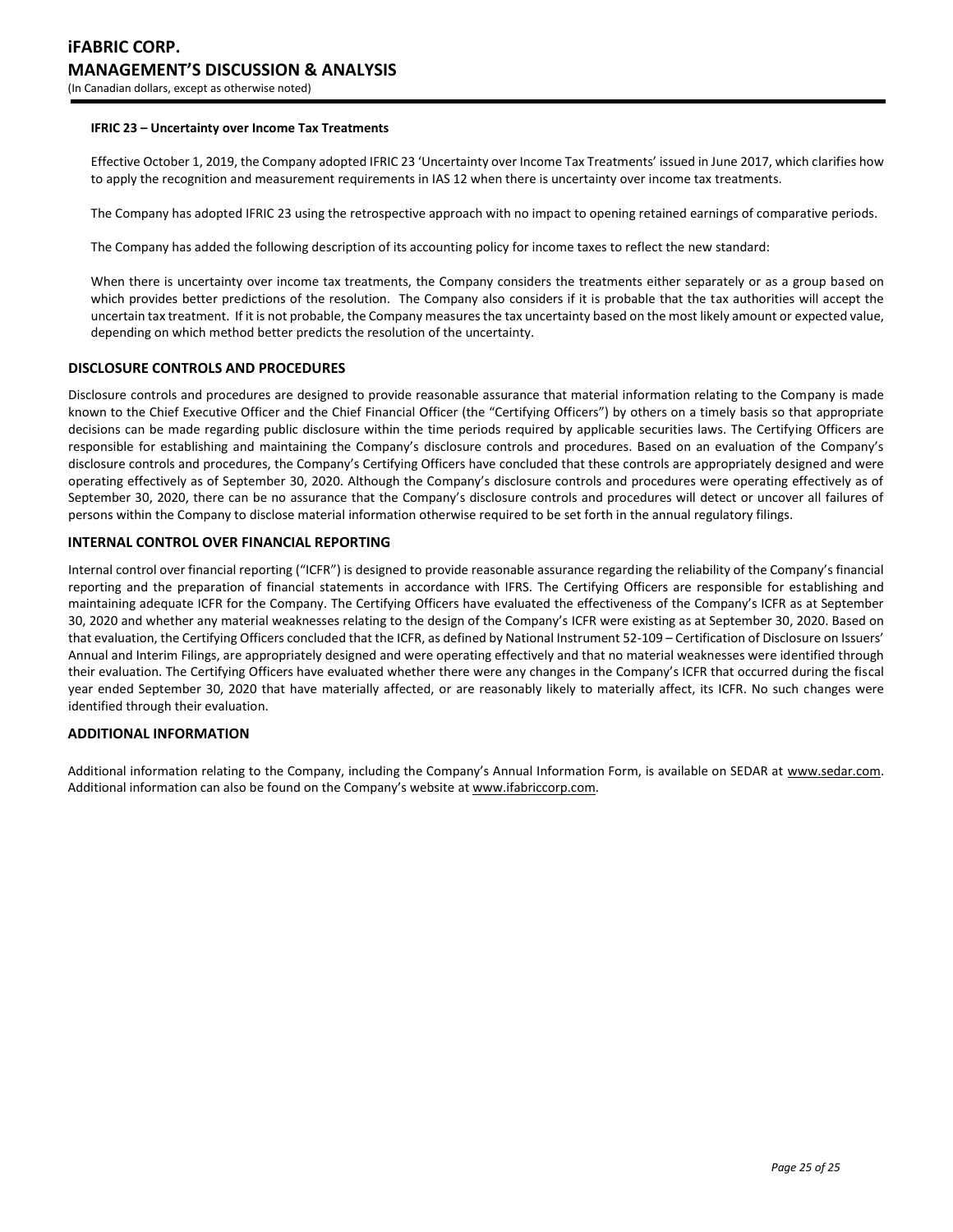#### IFRIC 23 – Uncertainty over Income Tax Treatments

Effective October 1, 2019, the Company adopted IFRIC 23 'Uncertainty over Income Tax Treatments' issued in June 2017, which clarifies how to apply the recognition and measurement requirements in IAS 12 when there is uncertainty over income tax treatments.

The Company has adopted IFRIC 23 using the retrospective approach with no impact to opening retained earnings of comparative periods.

The Company has added the following description of its accounting policy for income taxes to reflect the new standard:

When there is uncertainty over income tax treatments, the Company considers the treatments either separately or as a group based on which provides better predictions of the resolution. The Company also considers if it is probable that the tax authorities will accept the uncertain tax treatment. If it is not probable, the Company measures the tax uncertainty based on the most likely amount or expected value, depending on which method better predicts the resolution of the uncertainty.

## DISCLOSURE CONTROLS AND PROCEDURES

Disclosure controls and procedures are designed to provide reasonable assurance that material information relating to the Company is made known to the Chief Executive Officer and the Chief Financial Officer (the "Certifying Officers") by others on a timely basis so that appropriate decisions can be made regarding public disclosure within the time periods required by applicable securities laws. The Certifying Officers are responsible for establishing and maintaining the Company's disclosure controls and procedures. Based on an evaluation of the Company's disclosure controls and procedures, the Company's Certifying Officers have concluded that these controls are appropriately designed and were operating effectively as of September 30, 2020. Although the Company's disclosure controls and procedures were operating effectively as of September 30, 2020, there can be no assurance that the Company's disclosure controls and procedures will detect or uncover all failures of persons within the Company to disclose material information otherwise required to be set forth in the annual regulatory filings.

## INTERNAL CONTROL OVER FINANCIAL REPORTING

Internal control over financial reporting ("ICFR") is designed to provide reasonable assurance regarding the reliability of the Company's financial reporting and the preparation of financial statements in accordance with IFRS. The Certifying Officers are responsible for establishing and maintaining adequate ICFR for the Company. The Certifying Officers have evaluated the effectiveness of the Company's ICFR as at September 30, 2020 and whether any material weaknesses relating to the design of the Company's ICFR were existing as at September 30, 2020. Based on that evaluation, the Certifying Officers concluded that the ICFR, as defined by National Instrument 52-109 – Certification of Disclosure on Issuers' Annual and Interim Filings, are appropriately designed and were operating effectively and that no material weaknesses were identified through their evaluation. The Certifying Officers have evaluated whether there were any changes in the Company's ICFR that occurred during the fiscal year ended September 30, 2020 that have materially affected, or are reasonably likely to materially affect, its ICFR. No such changes were identified through their evaluation.

## ADDITIONAL INFORMATION

Additional information relating to the Company, including the Company's Annual Information Form, is available on SEDAR at www.sedar.com. Additional information can also be found on the Company's website at www.ifabriccorp.com.